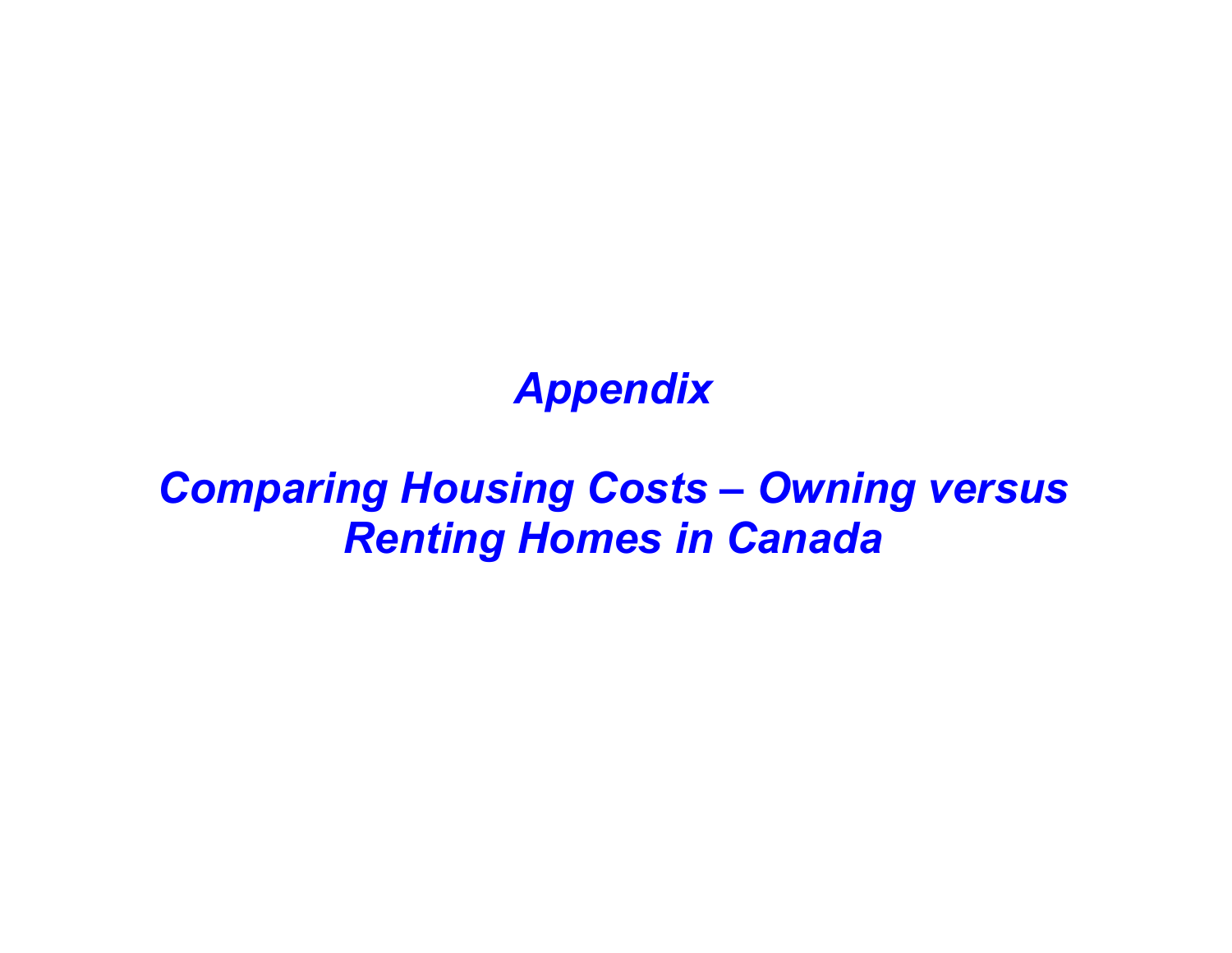# *Appendix*

# *Comparing Housing Costs – Owning versus Renting Homes in Canada*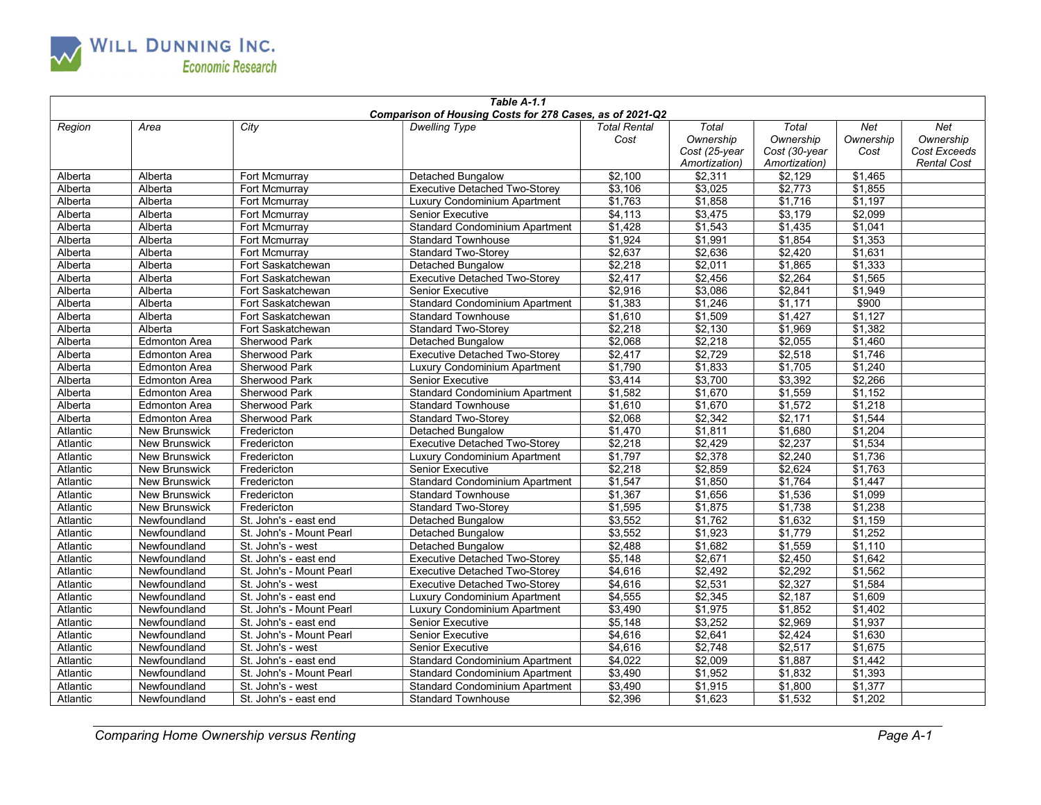**Table A-1.1**
**Comparison of Housing Costs for 278 Cases, as of 2021-Q2**

| Region | Area | City | Dwelling Type | Total Rental Cost | Total Ownership Cost (25-year Amortization) | Total Ownership Cost (30-year Amortization) | Net Ownership Cost | Net Ownership Cost Exceeds Rental Cost |
|---|---|---|---|---|---|---|---|---|
| Alberta | Alberta | Fort Mcmurray | Detached Bungalow | $2,100 | $2,311 | $2,129 | $1,465 | |
| Alberta | Alberta | Fort Mcmurray | Executive Detached Two-Storey | $3,106 | $3,025 | $2,773 | $1,855 | |
| Alberta | Alberta | Fort Mcmurray | Luxury Condominium Apartment | $1,763 | $1,858 | $1,716 | $1,197 | |
| Alberta | Alberta | Fort Mcmurray | Senior Executive | $4,113 | $3,475 | $3,179 | $2,099 | |
| Alberta | Alberta | Fort Mcmurray | Standard Condominium Apartment | $1,428 | $1,543 | $1,435 | $1,041 | |
| Alberta | Alberta | Fort Mcmurray | Standard Townhouse | $1,924 | $1,991 | $1,854 | $1,353 | |
| Alberta | Alberta | Fort Mcmurray | Standard Two-Storey | $2,637 | $2,636 | $2,420 | $1,631 | |
| Alberta | Alberta | Fort Saskatchewan | Detached Bungalow | $2,218 | $2,011 | $1,865 | $1,333 | |
| Alberta | Alberta | Fort Saskatchewan | Executive Detached Two-Storey | $2,417 | $2,456 | $2,264 | $1,565 | |
| Alberta | Alberta | Fort Saskatchewan | Senior Executive | $2,916 | $3,086 | $2,841 | $1,949 | |
| Alberta | Alberta | Fort Saskatchewan | Standard Condominium Apartment | $1,383 | $1,246 | $1,171 | $900 | |
| Alberta | Alberta | Fort Saskatchewan | Standard Townhouse | $1,610 | $1,509 | $1,427 | $1,127 | |
| Alberta | Alberta | Fort Saskatchewan | Standard Two-Storey | $2,218 | $2,130 | $1,969 | $1,382 | |
| Alberta | Edmonton Area | Sherwood Park | Detached Bungalow | $2,068 | $2,218 | $2,055 | $1,460 | |
| Alberta | Edmonton Area | Sherwood Park | Executive Detached Two-Storey | $2,417 | $2,729 | $2,518 | $1,746 | |
| Alberta | Edmonton Area | Sherwood Park | Luxury Condominium Apartment | $1,790 | $1,833 | $1,705 | $1,240 | |
| Alberta | Edmonton Area | Sherwood Park | Senior Executive | $3,414 | $3,700 | $3,392 | $2,266 | |
| Alberta | Edmonton Area | Sherwood Park | Standard Condominium Apartment | $1,582 | $1,670 | $1,559 | $1,152 | |
| Alberta | Edmonton Area | Sherwood Park | Standard Townhouse | $1,610 | $1,670 | $1,572 | $1,218 | |
| Alberta | Edmonton Area | Sherwood Park | Standard Two-Storey | $2,068 | $2,342 | $2,171 | $1,544 | |
| Atlantic | New Brunswick | Fredericton | Detached Bungalow | $1,470 | $1,811 | $1,680 | $1,204 | |
| Atlantic | New Brunswick | Fredericton | Executive Detached Two-Storey | $2,218 | $2,429 | $2,237 | $1,534 | |
| Atlantic | New Brunswick | Fredericton | Luxury Condominium Apartment | $1,797 | $2,378 | $2,240 | $1,736 | |
| Atlantic | New Brunswick | Fredericton | Senior Executive | $2,218 | $2,859 | $2,624 | $1,763 | |
| Atlantic | New Brunswick | Fredericton | Standard Condominium Apartment | $1,547 | $1,850 | $1,764 | $1,447 | |
| Atlantic | New Brunswick | Fredericton | Standard Townhouse | $1,367 | $1,656 | $1,536 | $1,099 | |
| Atlantic | New Brunswick | Fredericton | Standard Two-Storey | $1,595 | $1,875 | $1,738 | $1,238 | |
| Atlantic | Newfoundland | St. John's - east end | Detached Bungalow | $3,552 | $1,762 | $1,632 | $1,159 | |
| Atlantic | Newfoundland | St. John's - Mount Pearl | Detached Bungalow | $3,552 | $1,923 | $1,779 | $1,252 | |
| Atlantic | Newfoundland | St. John's - west | Detached Bungalow | $2,488 | $1,682 | $1,559 | $1,110 | |
| Atlantic | Newfoundland | St. John's - east end | Executive Detached Two-Storey | $5,148 | $2,671 | $2,450 | $1,642 | |
| Atlantic | Newfoundland | St. John's - Mount Pearl | Executive Detached Two-Storey | $4,616 | $2,492 | $2,292 | $1,562 | |
| Atlantic | Newfoundland | St. John's - west | Executive Detached Two-Storey | $4,616 | $2,531 | $2,327 | $1,584 | |
| Atlantic | Newfoundland | St. John's - east end | Luxury Condominium Apartment | $4,555 | $2,345 | $2,187 | $1,609 | |
| Atlantic | Newfoundland | St. John's - Mount Pearl | Luxury Condominium Apartment | $3,490 | $1,975 | $1,852 | $1,402 | |
| Atlantic | Newfoundland | St. John's - east end | Senior Executive | $5,148 | $3,252 | $2,969 | $1,937 | |
| Atlantic | Newfoundland | St. John's - Mount Pearl | Senior Executive | $4,616 | $2,641 | $2,424 | $1,630 | |
| Atlantic | Newfoundland | St. John's - west | Senior Executive | $4,616 | $2,748 | $2,517 | $1,675 | |
| Atlantic | Newfoundland | St. John's - east end | Standard Condominium Apartment | $4,022 | $2,009 | $1,887 | $1,442 | |
| Atlantic | Newfoundland | St. John's - Mount Pearl | Standard Condominium Apartment | $3,490 | $1,952 | $1,832 | $1,393 | |
| Atlantic | Newfoundland | St. John's - west | Standard Condominium Apartment | $3,490 | $1,915 | $1,800 | $1,377 | |
| Atlantic | Newfoundland | St. John's - east end | Standard Townhouse | $2,396 | $1,623 | $1,532 | $1,202 | |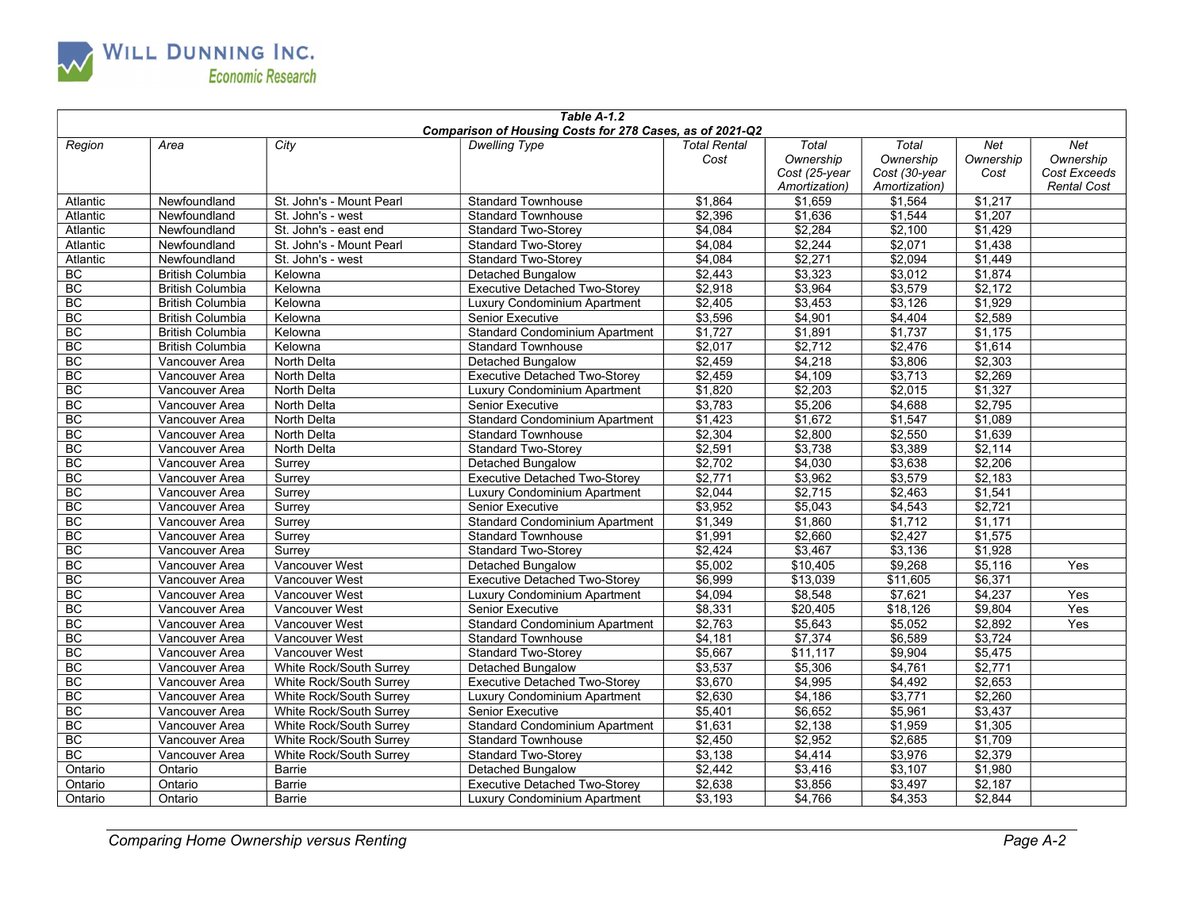**Table A-1.2**
**Comparison of Housing Costs for 278 Cases, as of 2021-Q2**

| Region | Area | City | Dwelling Type | Total Rental Cost | Total Ownership Cost (25-year Amortization) | Total Ownership Cost (30-year Amortization) | Net Ownership Cost | Net Ownership Cost Exceeds Rental Cost |
|---|---|---|---|---|---|---|---|---|
| Atlantic | Newfoundland | St. John's - Mount Pearl | Standard Townhouse | $1,864 | $1,659 | $1,564 | $1,217 | |
| Atlantic | Newfoundland | St. John's - west | Standard Townhouse | $2,396 | $1,636 | $1,544 | $1,207 | |
| Atlantic | Newfoundland | St. John's - east end | Standard Two-Storey | $4,084 | $2,284 | $2,100 | $1,429 | |
| Atlantic | Newfoundland | St. John's - Mount Pearl | Standard Two-Storey | $4,084 | $2,244 | $2,071 | $1,438 | |
| Atlantic | Newfoundland | St. John's - west | Standard Two-Storey | $4,084 | $2,271 | $2,094 | $1,449 | |
| BC | British Columbia | Kelowna | Detached Bungalow | $2,443 | $3,323 | $3,012 | $1,874 | |
| BC | British Columbia | Kelowna | Executive Detached Two-Storey | $2,918 | $3,964 | $3,579 | $2,172 | |
| BC | British Columbia | Kelowna | Luxury Condominium Apartment | $2,405 | $3,453 | $3,126 | $1,929 | |
| BC | British Columbia | Kelowna | Senior Executive | $3,596 | $4,901 | $4,404 | $2,589 | |
| BC | British Columbia | Kelowna | Standard Condominium Apartment | $1,727 | $1,891 | $1,737 | $1,175 | |
| BC | British Columbia | Kelowna | Standard Townhouse | $2,017 | $2,712 | $2,476 | $1,614 | |
| BC | Vancouver Area | North Delta | Detached Bungalow | $2,459 | $4,218 | $3,806 | $2,303 | |
| BC | Vancouver Area | North Delta | Executive Detached Two-Storey | $2,459 | $4,109 | $3,713 | $2,269 | |
| BC | Vancouver Area | North Delta | Luxury Condominium Apartment | $1,820 | $2,203 | $2,015 | $1,327 | |
| BC | Vancouver Area | North Delta | Senior Executive | $3,783 | $5,206 | $4,688 | $2,795 | |
| BC | Vancouver Area | North Delta | Standard Condominium Apartment | $1,423 | $1,672 | $1,547 | $1,089 | |
| BC | Vancouver Area | North Delta | Standard Townhouse | $2,304 | $2,800 | $2,550 | $1,639 | |
| BC | Vancouver Area | North Delta | Standard Two-Storey | $2,591 | $3,738 | $3,389 | $2,114 | |
| BC | Vancouver Area | Surrey | Detached Bungalow | $2,702 | $4,030 | $3,638 | $2,206 | |
| BC | Vancouver Area | Surrey | Executive Detached Two-Storey | $2,771 | $3,962 | $3,579 | $2,183 | |
| BC | Vancouver Area | Surrey | Luxury Condominium Apartment | $2,044 | $2,715 | $2,463 | $1,541 | |
| BC | Vancouver Area | Surrey | Senior Executive | $3,952 | $5,043 | $4,543 | $2,721 | |
| BC | Vancouver Area | Surrey | Standard Condominium Apartment | $1,349 | $1,860 | $1,712 | $1,171 | |
| BC | Vancouver Area | Surrey | Standard Townhouse | $1,991 | $2,660 | $2,427 | $1,575 | |
| BC | Vancouver Area | Surrey | Standard Two-Storey | $2,424 | $3,467 | $3,136 | $1,928 | |
| BC | Vancouver Area | Vancouver West | Detached Bungalow | $5,002 | $10,405 | $9,268 | $5,116 | Yes |
| BC | Vancouver Area | Vancouver West | Executive Detached Two-Storey | $6,999 | $13,039 | $11,605 | $6,371 | |
| BC | Vancouver Area | Vancouver West | Luxury Condominium Apartment | $4,094 | $8,548 | $7,621 | $4,237 | Yes |
| BC | Vancouver Area | Vancouver West | Senior Executive | $8,331 | $20,405 | $18,126 | $9,804 | Yes |
| BC | Vancouver Area | Vancouver West | Standard Condominium Apartment | $2,763 | $5,643 | $5,052 | $2,892 | Yes |
| BC | Vancouver Area | Vancouver West | Standard Townhouse | $4,181 | $7,374 | $6,589 | $3,724 | |
| BC | Vancouver Area | Vancouver West | Standard Two-Storey | $5,667 | $11,117 | $9,904 | $5,475 | |
| BC | Vancouver Area | White Rock/South Surrey | Detached Bungalow | $3,537 | $5,306 | $4,761 | $2,771 | |
| BC | Vancouver Area | White Rock/South Surrey | Executive Detached Two-Storey | $3,670 | $4,995 | $4,492 | $2,653 | |
| BC | Vancouver Area | White Rock/South Surrey | Luxury Condominium Apartment | $2,630 | $4,186 | $3,771 | $2,260 | |
| BC | Vancouver Area | White Rock/South Surrey | Senior Executive | $5,401 | $6,652 | $5,961 | $3,437 | |
| BC | Vancouver Area | White Rock/South Surrey | Standard Condominium Apartment | $1,631 | $2,138 | $1,959 | $1,305 | |
| BC | Vancouver Area | White Rock/South Surrey | Standard Townhouse | $2,450 | $2,952 | $2,685 | $1,709 | |
| BC | Vancouver Area | White Rock/South Surrey | Standard Two-Storey | $3,138 | $4,414 | $3,976 | $2,379 | |
| Ontario | Ontario | Barrie | Detached Bungalow | $2,442 | $3,416 | $3,107 | $1,980 | |
| Ontario | Ontario | Barrie | Executive Detached Two-Storey | $2,638 | $3,856 | $3,497 | $2,187 | |
| Ontario | Ontario | Barrie | Luxury Condominium Apartment | $3,193 | $4,766 | $4,353 | $2,844 | |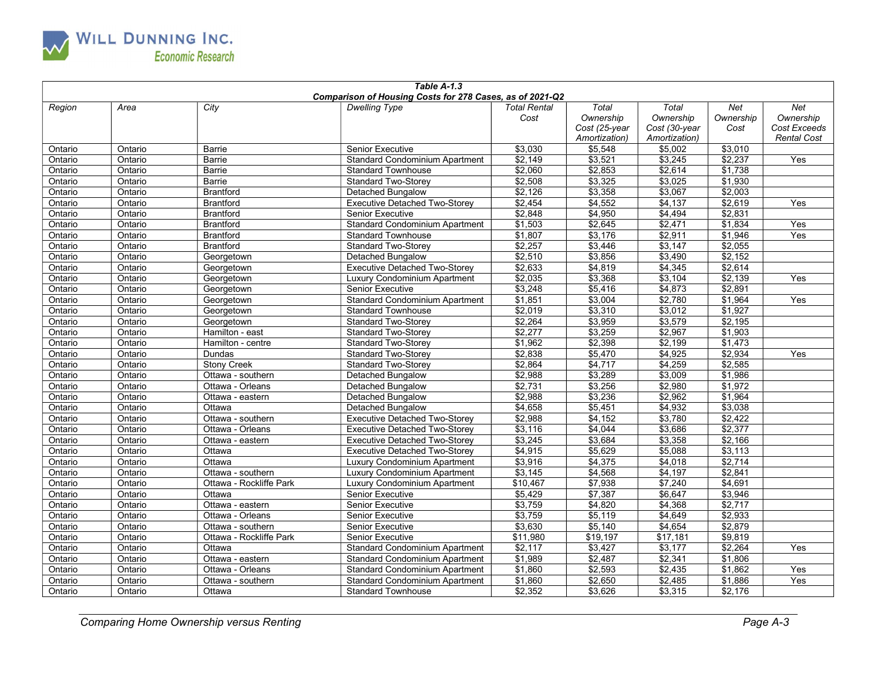**Table A-1.3**
**Comparison of Housing Costs for 278 Cases, as of 2021-Q2**

| Region | Area | City | Dwelling Type | Total Rental Cost | Total Ownership Cost (25-year Amortization) | Total Ownership Cost (30-year Amortization) | Net Ownership Cost | Net Ownership Cost Exceeds Rental Cost |
|---|---|---|---|---|---|---|---|---|
| Ontario | Ontario | Barrie | Senior Executive | $3,030 | $5,548 | $5,002 | $3,010 | |
| Ontario | Ontario | Barrie | Standard Condominium Apartment | $2,149 | $3,521 | $3,245 | $2,237 | Yes |
| Ontario | Ontario | Barrie | Standard Townhouse | $2,060 | $2,853 | $2,614 | $1,738 | |
| Ontario | Ontario | Barrie | Standard Two-Storey | $2,508 | $3,325 | $3,025 | $1,930 | |
| Ontario | Ontario | Brantford | Detached Bungalow | $2,126 | $3,358 | $3,067 | $2,003 | |
| Ontario | Ontario | Brantford | Executive Detached Two-Storey | $2,454 | $4,552 | $4,137 | $2,619 | Yes |
| Ontario | Ontario | Brantford | Senior Executive | $2,848 | $4,950 | $4,494 | $2,831 | |
| Ontario | Ontario | Brantford | Standard Condominium Apartment | $1,503 | $2,645 | $2,471 | $1,834 | Yes |
| Ontario | Ontario | Brantford | Standard Townhouse | $1,807 | $3,176 | $2,911 | $1,946 | Yes |
| Ontario | Ontario | Brantford | Standard Two-Storey | $2,257 | $3,446 | $3,147 | $2,055 | |
| Ontario | Ontario | Georgetown | Detached Bungalow | $2,510 | $3,856 | $3,490 | $2,152 | |
| Ontario | Ontario | Georgetown | Executive Detached Two-Storey | $2,633 | $4,819 | $4,345 | $2,614 | |
| Ontario | Ontario | Georgetown | Luxury Condominium Apartment | $2,035 | $3,368 | $3,104 | $2,139 | Yes |
| Ontario | Ontario | Georgetown | Senior Executive | $3,248 | $5,416 | $4,873 | $2,891 | |
| Ontario | Ontario | Georgetown | Standard Condominium Apartment | $1,851 | $3,004 | $2,780 | $1,964 | Yes |
| Ontario | Ontario | Georgetown | Standard Townhouse | $2,019 | $3,310 | $3,012 | $1,927 | |
| Ontario | Ontario | Georgetown | Standard Two-Storey | $2,264 | $3,959 | $3,579 | $2,195 | |
| Ontario | Ontario | Hamilton - east | Standard Two-Storey | $2,277 | $3,259 | $2,967 | $1,903 | |
| Ontario | Ontario | Hamilton - centre | Standard Two-Storey | $1,962 | $2,398 | $2,199 | $1,473 | |
| Ontario | Ontario | Dundas | Standard Two-Storey | $2,838 | $5,470 | $4,925 | $2,934 | Yes |
| Ontario | Ontario | Stony Creek | Standard Two-Storey | $2,864 | $4,717 | $4,259 | $2,585 | |
| Ontario | Ontario | Ottawa - southern | Detached Bungalow | $2,988 | $3,289 | $3,009 | $1,986 | |
| Ontario | Ontario | Ottawa - Orleans | Detached Bungalow | $2,731 | $3,256 | $2,980 | $1,972 | |
| Ontario | Ontario | Ottawa - eastern | Detached Bungalow | $2,988 | $3,236 | $2,962 | $1,964 | |
| Ontario | Ontario | Ottawa | Detached Bungalow | $4,658 | $5,451 | $4,932 | $3,038 | |
| Ontario | Ontario | Ottawa - southern | Executive Detached Two-Storey | $2,988 | $4,152 | $3,780 | $2,422 | |
| Ontario | Ontario | Ottawa - Orleans | Executive Detached Two-Storey | $3,116 | $4,044 | $3,686 | $2,377 | |
| Ontario | Ontario | Ottawa - eastern | Executive Detached Two-Storey | $3,245 | $3,684 | $3,358 | $2,166 | |
| Ontario | Ontario | Ottawa | Executive Detached Two-Storey | $4,915 | $5,629 | $5,088 | $3,113 | |
| Ontario | Ontario | Ottawa | Luxury Condominium Apartment | $3,916 | $4,375 | $4,018 | $2,714 | |
| Ontario | Ontario | Ottawa - southern | Luxury Condominium Apartment | $3,145 | $4,568 | $4,197 | $2,841 | |
| Ontario | Ontario | Ottawa - Rockliffe Park | Luxury Condominium Apartment | $10,467 | $7,938 | $7,240 | $4,691 | |
| Ontario | Ontario | Ottawa | Senior Executive | $5,429 | $7,387 | $6,647 | $3,946 | |
| Ontario | Ontario | Ottawa - eastern | Senior Executive | $3,759 | $4,820 | $4,368 | $2,717 | |
| Ontario | Ontario | Ottawa - Orleans | Senior Executive | $3,759 | $5,119 | $4,649 | $2,933 | |
| Ontario | Ontario | Ottawa - southern | Senior Executive | $3,630 | $5,140 | $4,654 | $2,879 | |
| Ontario | Ontario | Ottawa - Rockliffe Park | Senior Executive | $11,980 | $19,197 | $17,181 | $9,819 | |
| Ontario | Ontario | Ottawa | Standard Condominium Apartment | $2,117 | $3,427 | $3,177 | $2,264 | Yes |
| Ontario | Ontario | Ottawa - eastern | Standard Condominium Apartment | $1,989 | $2,487 | $2,341 | $1,806 | |
| Ontario | Ontario | Ottawa - Orleans | Standard Condominium Apartment | $1,860 | $2,593 | $2,435 | $1,862 | Yes |
| Ontario | Ontario | Ottawa - southern | Standard Condominium Apartment | $1,860 | $2,650 | $2,485 | $1,886 | Yes |
| Ontario | Ontario | Ottawa | Standard Townhouse | $2,352 | $3,626 | $3,315 | $2,176 | |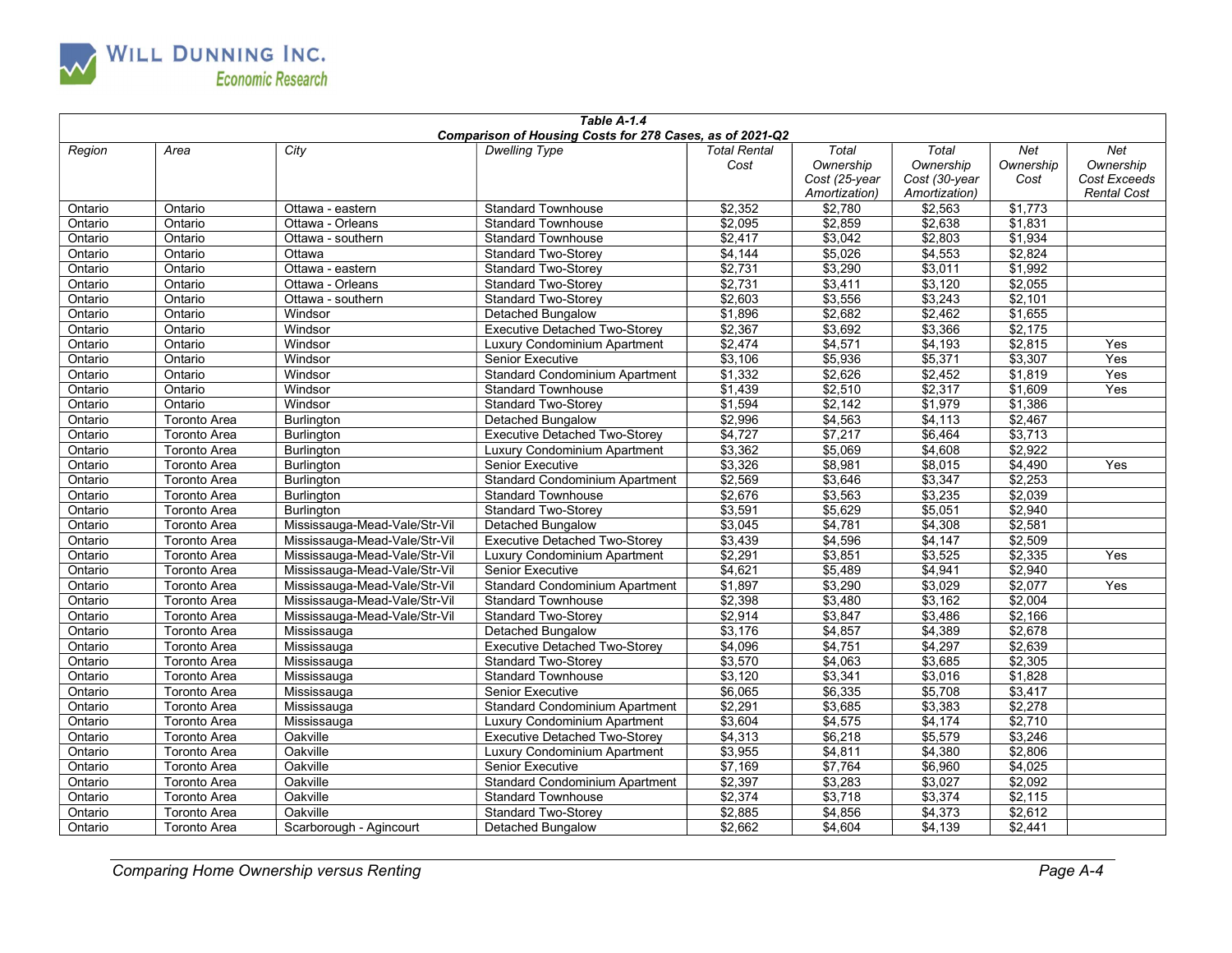| Table A-1.4<br>Comparison of Housing Costs for 278 Cases, as of 2021-Q2 | | | | | | | | |
|---|---|---|---|---|---|---|---|---|
| Region | Area | City | Dwelling Type | Total Rental Cost | Total Ownership Cost (25-year Amortization) | Total Ownership Cost (30-year Amortization) | Net Ownership Cost | Net Ownership Cost Exceeds Rental Cost |
| Ontario | Ontario | Ottawa - eastern | Standard Townhouse | $2,352 | $2,780 | $2,563 | $1,773 | |
| Ontario | Ontario | Ottawa - Orleans | Standard Townhouse | $2,095 | $2,859 | $2,638 | $1,831 | |
| Ontario | Ontario | Ottawa - southern | Standard Townhouse | $2,417 | $3,042 | $2,803 | $1,934 | |
| Ontario | Ontario | Ottawa | Standard Two-Storey | $4,144 | $5,026 | $4,553 | $2,824 | |
| Ontario | Ontario | Ottawa - eastern | Standard Two-Storey | $2,731 | $3,290 | $3,011 | $1,992 | |
| Ontario | Ontario | Ottawa - Orleans | Standard Two-Storey | $2,731 | $3,411 | $3,120 | $2,055 | |
| Ontario | Ontario | Ottawa - southern | Standard Two-Storey | $2,603 | $3,556 | $3,243 | $2,101 | |
| Ontario | Ontario | Windsor | Detached Bungalow | $1,896 | $2,682 | $2,462 | $1,655 | |
| Ontario | Ontario | Windsor | Executive Detached Two-Storey | $2,367 | $3,692 | $3,366 | $2,175 | |
| Ontario | Ontario | Windsor | Luxury Condominium Apartment | $2,474 | $4,571 | $4,193 | $2,815 | Yes |
| Ontario | Ontario | Windsor | Senior Executive | $3,106 | $5,936 | $5,371 | $3,307 | Yes |
| Ontario | Ontario | Windsor | Standard Condominium Apartment | $1,332 | $2,626 | $2,452 | $1,819 | Yes |
| Ontario | Ontario | Windsor | Standard Townhouse | $1,439 | $2,510 | $2,317 | $1,609 | Yes |
| Ontario | Ontario | Windsor | Standard Two-Storey | $1,594 | $2,142 | $1,979 | $1,386 | |
| Ontario | Toronto Area | Burlington | Detached Bungalow | $2,996 | $4,563 | $4,113 | $2,467 | |
| Ontario | Toronto Area | Burlington | Executive Detached Two-Storey | $4,727 | $7,217 | $6,464 | $3,713 | |
| Ontario | Toronto Area | Burlington | Luxury Condominium Apartment | $3,362 | $5,069 | $4,608 | $2,922 | |
| Ontario | Toronto Area | Burlington | Senior Executive | $3,326 | $8,981 | $8,015 | $4,490 | Yes |
| Ontario | Toronto Area | Burlington | Standard Condominium Apartment | $2,569 | $3,646 | $3,347 | $2,253 | |
| Ontario | Toronto Area | Burlington | Standard Townhouse | $2,676 | $3,563 | $3,235 | $2,039 | |
| Ontario | Toronto Area | Burlington | Standard Two-Storey | $3,591 | $5,629 | $5,051 | $2,940 | |
| Ontario | Toronto Area | Mississauga-Mead-Vale/Str-Vil | Detached Bungalow | $3,045 | $4,781 | $4,308 | $2,581 | |
| Ontario | Toronto Area | Mississauga-Mead-Vale/Str-Vil | Executive Detached Two-Storey | $3,439 | $4,596 | $4,147 | $2,509 | |
| Ontario | Toronto Area | Mississauga-Mead-Vale/Str-Vil | Luxury Condominium Apartment | $2,291 | $3,851 | $3,525 | $2,335 | Yes |
| Ontario | Toronto Area | Mississauga-Mead-Vale/Str-Vil | Senior Executive | $4,621 | $5,489 | $4,941 | $2,940 | |
| Ontario | Toronto Area | Mississauga-Mead-Vale/Str-Vil | Standard Condominium Apartment | $1,897 | $3,290 | $3,029 | $2,077 | Yes |
| Ontario | Toronto Area | Mississauga-Mead-Vale/Str-Vil | Standard Townhouse | $2,398 | $3,480 | $3,162 | $2,004 | |
| Ontario | Toronto Area | Mississauga-Mead-Vale/Str-Vil | Standard Two-Storey | $2,914 | $3,847 | $3,486 | $2,166 | |
| Ontario | Toronto Area | Mississauga | Detached Bungalow | $3,176 | $4,857 | $4,389 | $2,678 | |
| Ontario | Toronto Area | Mississauga | Executive Detached Two-Storey | $4,096 | $4,751 | $4,297 | $2,639 | |
| Ontario | Toronto Area | Mississauga | Standard Two-Storey | $3,570 | $4,063 | $3,685 | $2,305 | |
| Ontario | Toronto Area | Mississauga | Standard Townhouse | $3,120 | $3,341 | $3,016 | $1,828 | |
| Ontario | Toronto Area | Mississauga | Senior Executive | $6,065 | $6,335 | $5,708 | $3,417 | |
| Ontario | Toronto Area | Mississauga | Standard Condominium Apartment | $2,291 | $3,685 | $3,383 | $2,278 | |
| Ontario | Toronto Area | Mississauga | Luxury Condominium Apartment | $3,604 | $4,575 | $4,174 | $2,710 | |
| Ontario | Toronto Area | Oakville | Executive Detached Two-Storey | $4,313 | $6,218 | $5,579 | $3,246 | |
| Ontario | Toronto Area | Oakville | Luxury Condominium Apartment | $3,955 | $4,811 | $4,380 | $2,806 | |
| Ontario | Toronto Area | Oakville | Senior Executive | $7,169 | $7,764 | $6,960 | $4,025 | |
| Ontario | Toronto Area | Oakville | Standard Condominium Apartment | $2,397 | $3,283 | $3,027 | $2,092 | |
| Ontario | Toronto Area | Oakville | Standard Townhouse | $2,374 | $3,718 | $3,374 | $2,115 | |
| Ontario | Toronto Area | Oakville | Standard Two-Storey | $2,885 | $4,856 | $4,373 | $2,612 | |
| Ontario | Toronto Area | Scarborough - Agincourt | Detached Bungalow | $2,662 | $4,604 | $4,139 | $2,441 | |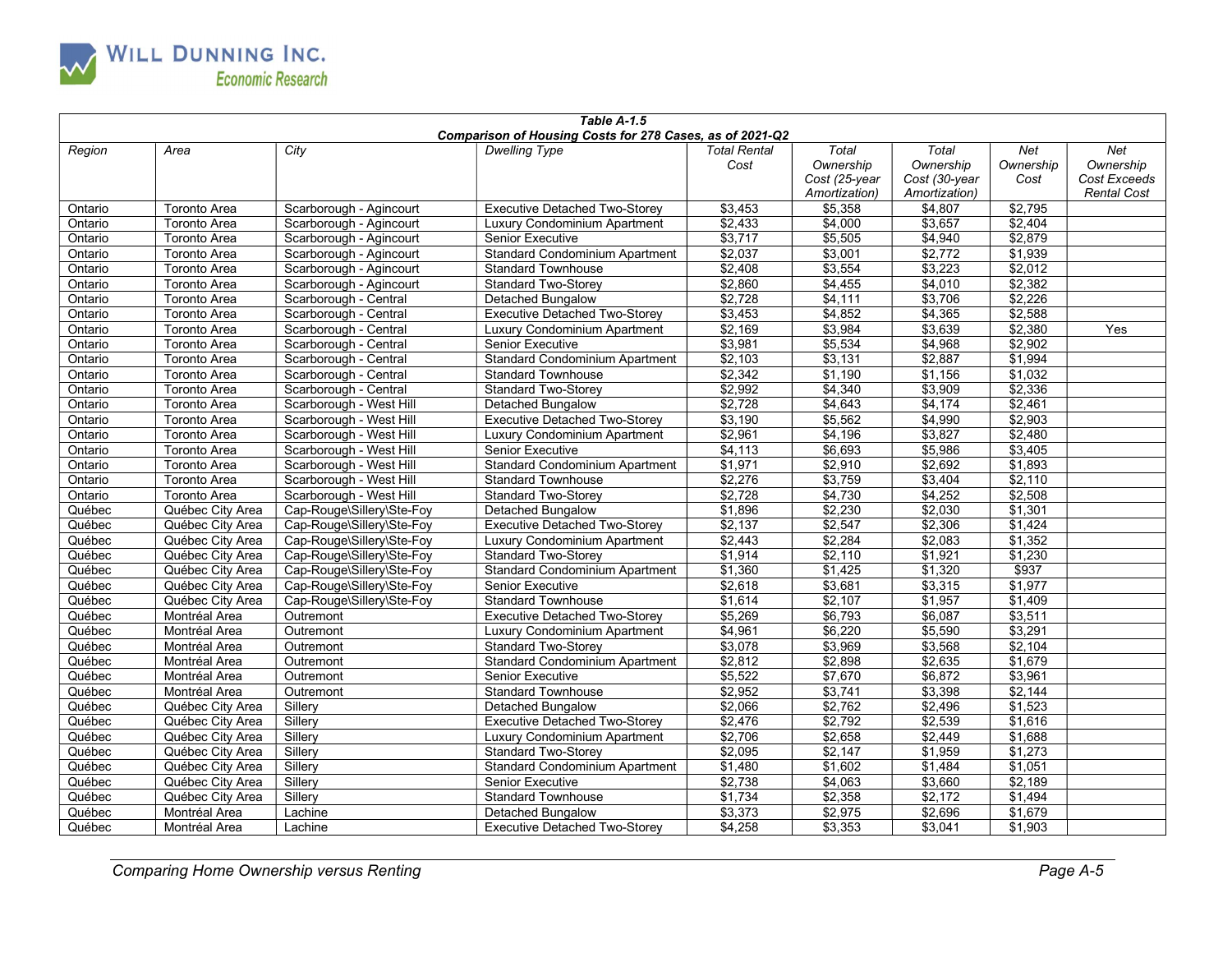**Table A-1.5**

**Comparison of Housing Costs for 278 Cases, as of 2021-Q2**

| Region | Area | City | Dwelling Type | Total Rental Cost | Total Ownership Cost (25-year Amortization) | Total Ownership Cost (30-year Amortization) | Net Ownership Cost | Net Ownership Cost Exceeds Rental Cost |
|---|---|---|---|---|---|---|---|---|
| Ontario | Toronto Area | Scarborough - Agincourt | Executive Detached Two-Storey | $3,453 | $5,358 | $4,807 | $2,795 | |
| Ontario | Toronto Area | Scarborough - Agincourt | Luxury Condominium Apartment | $2,433 | $4,000 | $3,657 | $2,404 | |
| Ontario | Toronto Area | Scarborough - Agincourt | Senior Executive | $3,717 | $5,505 | $4,940 | $2,879 | |
| Ontario | Toronto Area | Scarborough - Agincourt | Standard Condominium Apartment | $2,037 | $3,001 | $2,772 | $1,939 | |
| Ontario | Toronto Area | Scarborough - Agincourt | Standard Townhouse | $2,408 | $3,554 | $3,223 | $2,012 | |
| Ontario | Toronto Area | Scarborough - Agincourt | Standard Two-Storey | $2,860 | $4,455 | $4,010 | $2,382 | |
| Ontario | Toronto Area | Scarborough - Central | Detached Bungalow | $2,728 | $4,111 | $3,706 | $2,226 | |
| Ontario | Toronto Area | Scarborough - Central | Executive Detached Two-Storey | $3,453 | $4,852 | $4,365 | $2,588 | |
| Ontario | Toronto Area | Scarborough - Central | Luxury Condominium Apartment | $2,169 | $3,984 | $3,639 | $2,380 | Yes |
| Ontario | Toronto Area | Scarborough - Central | Senior Executive | $3,981 | $5,534 | $4,968 | $2,902 | |
| Ontario | Toronto Area | Scarborough - Central | Standard Condominium Apartment | $2,103 | $3,131 | $2,887 | $1,994 | |
| Ontario | Toronto Area | Scarborough - Central | Standard Townhouse | $2,342 | $1,190 | $1,156 | $1,032 | |
| Ontario | Toronto Area | Scarborough - Central | Standard Two-Storey | $2,992 | $4,340 | $3,909 | $2,336 | |
| Ontario | Toronto Area | Scarborough - West Hill | Detached Bungalow | $2,728 | $4,643 | $4,174 | $2,461 | |
| Ontario | Toronto Area | Scarborough - West Hill | Executive Detached Two-Storey | $3,190 | $5,562 | $4,990 | $2,903 | |
| Ontario | Toronto Area | Scarborough - West Hill | Luxury Condominium Apartment | $2,961 | $4,196 | $3,827 | $2,480 | |
| Ontario | Toronto Area | Scarborough - West Hill | Senior Executive | $4,113 | $6,693 | $5,986 | $3,405 | |
| Ontario | Toronto Area | Scarborough - West Hill | Standard Condominium Apartment | $1,971 | $2,910 | $2,692 | $1,893 | |
| Ontario | Toronto Area | Scarborough - West Hill | Standard Townhouse | $2,276 | $3,759 | $3,404 | $2,110 | |
| Ontario | Toronto Area | Scarborough - West Hill | Standard Two-Storey | $2,728 | $4,730 | $4,252 | $2,508 | |
| Québec | Québec City Area | Cap-Rouge\Sillery\Ste-Foy | Detached Bungalow | $1,896 | $2,230 | $2,030 | $1,301 | |
| Québec | Québec City Area | Cap-Rouge\Sillery\Ste-Foy | Executive Detached Two-Storey | $2,137 | $2,547 | $2,306 | $1,424 | |
| Québec | Québec City Area | Cap-Rouge\Sillery\Ste-Foy | Luxury Condominium Apartment | $2,443 | $2,284 | $2,083 | $1,352 | |
| Québec | Québec City Area | Cap-Rouge\Sillery\Ste-Foy | Standard Two-Storey | $1,914 | $2,110 | $1,921 | $1,230 | |
| Québec | Québec City Area | Cap-Rouge\Sillery\Ste-Foy | Standard Condominium Apartment | $1,360 | $1,425 | $1,320 | $937 | |
| Québec | Québec City Area | Cap-Rouge\Sillery\Ste-Foy | Senior Executive | $2,618 | $3,681 | $3,315 | $1,977 | |
| Québec | Québec City Area | Cap-Rouge\Sillery\Ste-Foy | Standard Townhouse | $1,614 | $2,107 | $1,957 | $1,409 | |
| Québec | Montréal Area | Outremont | Executive Detached Two-Storey | $5,269 | $6,793 | $6,087 | $3,511 | |
| Québec | Montréal Area | Outremont | Luxury Condominium Apartment | $4,961 | $6,220 | $5,590 | $3,291 | |
| Québec | Montréal Area | Outremont | Standard Two-Storey | $3,078 | $3,969 | $3,568 | $2,104 | |
| Québec | Montréal Area | Outremont | Standard Condominium Apartment | $2,812 | $2,898 | $2,635 | $1,679 | |
| Québec | Montréal Area | Outremont | Senior Executive | $5,522 | $7,670 | $6,872 | $3,961 | |
| Québec | Montréal Area | Outremont | Standard Townhouse | $2,952 | $3,741 | $3,398 | $2,144 | |
| Québec | Québec City Area | Sillery | Detached Bungalow | $2,066 | $2,762 | $2,496 | $1,523 | |
| Québec | Québec City Area | Sillery | Executive Detached Two-Storey | $2,476 | $2,792 | $2,539 | $1,616 | |
| Québec | Québec City Area | Sillery | Luxury Condominium Apartment | $2,706 | $2,658 | $2,449 | $1,688 | |
| Québec | Québec City Area | Sillery | Standard Two-Storey | $2,095 | $2,147 | $1,959 | $1,273 | |
| Québec | Québec City Area | Sillery | Standard Condominium Apartment | $1,480 | $1,602 | $1,484 | $1,051 | |
| Québec | Québec City Area | Sillery | Senior Executive | $2,738 | $4,063 | $3,660 | $2,189 | |
| Québec | Québec City Area | Sillery | Standard Townhouse | $1,734 | $2,358 | $2,172 | $1,494 | |
| Québec | Montréal Area | Lachine | Detached Bungalow | $3,373 | $2,975 | $2,696 | $1,679 | |
| Québec | Montréal Area | Lachine | Executive Detached Two-Storey | $4,258 | $3,353 | $3,041 | $1,903 | |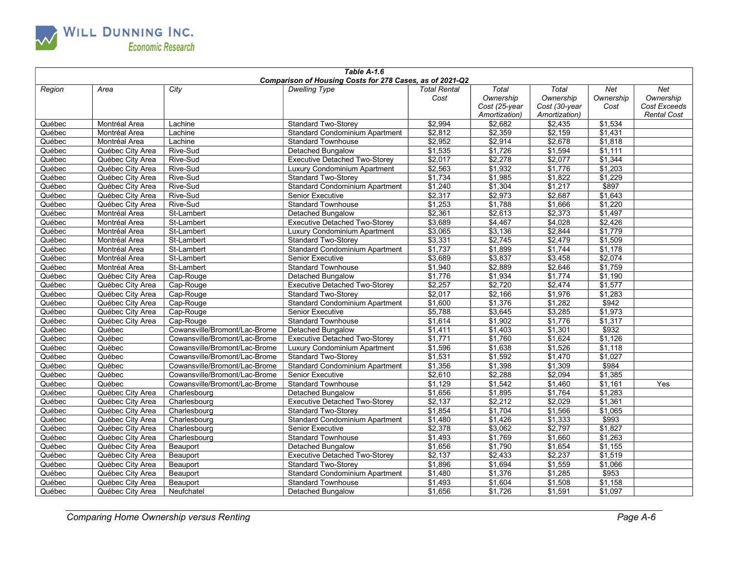**Table A-1.6**
**Comparison of Housing Costs for 278 Cases, as of 2021-Q2**

| Region | Area | City | Dwelling Type | Total Rental Cost | Total Ownership Cost (25-year Amortization) | Total Ownership Cost (30-year Amortization) | Net Ownership Cost | Net Ownership Cost Exceeds Rental Cost |
|---|---|---|---|---|---|---|---|---|
| Québec | Montréal Area | Lachine | Standard Two-Storey | $2,994 | $2,682 | $2,435 | $1,534 | |
| Québec | Montréal Area | Lachine | Standard Condominium Apartment | $2,812 | $2,359 | $2,159 | $1,431 | |
| Québec | Montréal Area | Lachine | Standard Townhouse | $2,952 | $2,914 | $2,678 | $1,818 | |
| Québec | Québec City Area | Rive-Sud | Detached Bungalow | $1,535 | $1,726 | $1,594 | $1,111 | |
| Québec | Québec City Area | Rive-Sud | Executive Detached Two-Storey | $2,017 | $2,278 | $2,077 | $1,344 | |
| Québec | Québec City Area | Rive-Sud | Luxury Condominium Apartment | $2,563 | $1,932 | $1,776 | $1,203 | |
| Québec | Québec City Area | Rive-Sud | Standard Two-Storey | $1,734 | $1,985 | $1,822 | $1,229 | |
| Québec | Québec City Area | Rive-Sud | Standard Condominium Apartment | $1,240 | $1,304 | $1,217 | $897 | |
| Québec | Québec City Area | Rive-Sud | Senior Executive | $2,317 | $2,973 | $2,687 | $1,643 | |
| Québec | Québec City Area | Rive-Sud | Standard Townhouse | $1,253 | $1,788 | $1,666 | $1,220 | |
| Québec | Montréal Area | St-Lambert | Detached Bungalow | $2,361 | $2,613 | $2,373 | $1,497 | |
| Québec | Montréal Area | St-Lambert | Executive Detached Two-Storey | $3,689 | $4,467 | $4,028 | $2,426 | |
| Québec | Montréal Area | St-Lambert | Luxury Condominium Apartment | $3,065 | $3,136 | $2,844 | $1,779 | |
| Québec | Montréal Area | St-Lambert | Standard Two-Storey | $3,331 | $2,745 | $2,479 | $1,509 | |
| Québec | Montréal Area | St-Lambert | Standard Condominium Apartment | $1,737 | $1,899 | $1,744 | $1,178 | |
| Québec | Montréal Area | St-Lambert | Senior Executive | $3,689 | $3,837 | $3,458 | $2,074 | |
| Québec | Montréal Area | St-Lambert | Standard Townhouse | $1,940 | $2,889 | $2,646 | $1,759 | |
| Québec | Québec City Area | Cap-Rouge | Detached Bungalow | $1,776 | $1,934 | $1,774 | $1,190 | |
| Québec | Québec City Area | Cap-Rouge | Executive Detached Two-Storey | $2,257 | $2,720 | $2,474 | $1,577 | |
| Québec | Québec City Area | Cap-Rouge | Standard Two-Storey | $2,017 | $2,166 | $1,976 | $1,283 | |
| Québec | Québec City Area | Cap-Rouge | Standard Condominium Apartment | $1,600 | $1,376 | $1,282 | $942 | |
| Québec | Québec City Area | Cap-Rouge | Senior Executive | $5,788 | $3,645 | $3,285 | $1,973 | |
| Québec | Québec City Area | Cap-Rouge | Standard Townhouse | $1,614 | $1,902 | $1,776 | $1,317 | |
| Québec | Québec | Cowansville/Bromont/Lac-Brome | Detached Bungalow | $1,411 | $1,403 | $1,301 | $932 | |
| Québec | Québec | Cowansville/Bromont/Lac-Brome | Executive Detached Two-Storey | $1,771 | $1,760 | $1,624 | $1,126 | |
| Québec | Québec | Cowansville/Bromont/Lac-Brome | Luxury Condominium Apartment | $1,596 | $1,638 | $1,526 | $1,118 | |
| Québec | Québec | Cowansville/Bromont/Lac-Brome | Standard Two-Storey | $1,531 | $1,592 | $1,470 | $1,027 | |
| Québec | Québec | Cowansville/Bromont/Lac-Brome | Standard Condominium Apartment | $1,356 | $1,398 | $1,309 | $984 | |
| Québec | Québec | Cowansville/Bromont/Lac-Brome | Senior Executive | $2,610 | $2,288 | $2,094 | $1,385 | |
| Québec | Québec | Cowansville/Bromont/Lac-Brome | Standard Townhouse | $1,129 | $1,542 | $1,460 | $1,161 | Yes |
| Québec | Québec City Area | Charlesbourg | Detached Bungalow | $1,656 | $1,895 | $1,764 | $1,283 | |
| Québec | Québec City Area | Charlesbourg | Executive Detached Two-Storey | $2,137 | $2,212 | $2,029 | $1,361 | |
| Québec | Québec City Area | Charlesbourg | Standard Two-Storey | $1,854 | $1,704 | $1,566 | $1,065 | |
| Québec | Québec City Area | Charlesbourg | Standard Condominium Apartment | $1,480 | $1,426 | $1,333 | $993 | |
| Québec | Québec City Area | Charlesbourg | Senior Executive | $2,378 | $3,062 | $2,797 | $1,827 | |
| Québec | Québec City Area | Charlesbourg | Standard Townhouse | $1,493 | $1,769 | $1,660 | $1,263 | |
| Québec | Québec City Area | Beauport | Detached Bungalow | $1,656 | $1,790 | $1,654 | $1,155 | |
| Québec | Québec City Area | Beauport | Executive Detached Two-Storey | $2,137 | $2,433 | $2,237 | $1,519 | |
| Québec | Québec City Area | Beauport | Standard Two-Storey | $1,896 | $1,694 | $1,559 | $1,066 | |
| Québec | Québec City Area | Beauport | Standard Condominium Apartment | $1,480 | $1,376 | $1,285 | $953 | |
| Québec | Québec City Area | Beauport | Standard Townhouse | $1,493 | $1,604 | $1,508 | $1,158 | |
| Québec | Québec City Area | Neufchatel | Detached Bungalow | $1,656 | $1,726 | $1,591 | $1,097 | |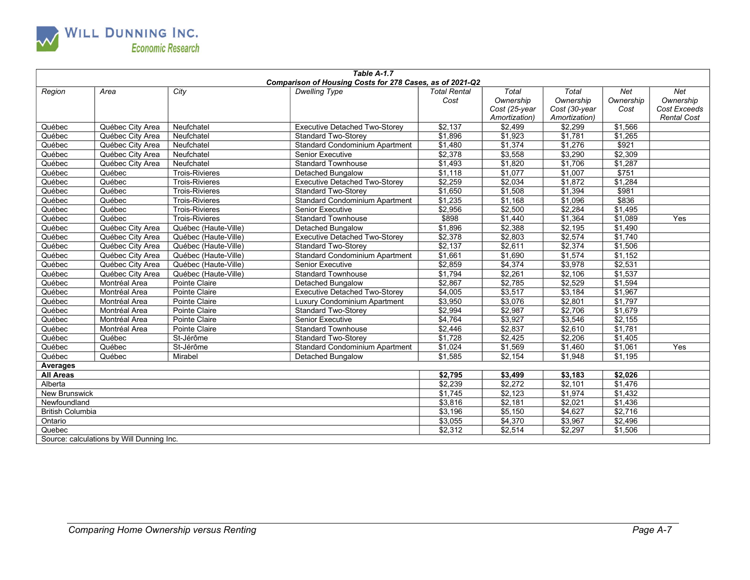**Table A-1.7**
**Comparison of Housing Costs for 278 Cases, as of 2021-Q2**

| Region | Area | City | Dwelling Type | Total Rental Cost | Total Ownership Cost (25-year Amortization) | Total Ownership Cost (30-year Amortization) | Net Ownership Cost | Net Ownership Cost Exceeds Rental Cost |
|---|---|---|---|---|---|---|---|---|
| Québec | Québec City Area | Neufchatel | Executive Detached Two-Storey | $2,137 | $2,499 | $2,299 | $1,566 | |
| Québec | Québec City Area | Neufchatel | Standard Two-Storey | $1,896 | $1,923 | $1,781 | $1,265 | |
| Québec | Québec City Area | Neufchatel | Standard Condominium Apartment | $1,480 | $1,374 | $1,276 | $921 | |
| Québec | Québec City Area | Neufchatel | Senior Executive | $2,378 | $3,558 | $3,290 | $2,309 | |
| Québec | Québec City Area | Neufchatel | Standard Townhouse | $1,493 | $1,820 | $1,706 | $1,287 | |
| Québec | Québec | Trois-Rivieres | Detached Bungalow | $1,118 | $1,077 | $1,007 | $751 | |
| Québec | Québec | Trois-Rivieres | Executive Detached Two-Storey | $2,259 | $2,034 | $1,872 | $1,284 | |
| Québec | Québec | Trois-Rivieres | Standard Two-Storey | $1,650 | $1,508 | $1,394 | $981 | |
| Québec | Québec | Trois-Rivieres | Standard Condominium Apartment | $1,235 | $1,168 | $1,096 | $836 | |
| Québec | Québec | Trois-Rivieres | Senior Executive | $2,956 | $2,500 | $2,284 | $1,495 | |
| Québec | Québec | Trois-Rivieres | Standard Townhouse | $898 | $1,440 | $1,364 | $1,089 | Yes |
| Québec | Québec City Area | Québec (Haute-Ville) | Detached Bungalow | $1,896 | $2,388 | $2,195 | $1,490 | |
| Québec | Québec City Area | Québec (Haute-Ville) | Executive Detached Two-Storey | $2,378 | $2,803 | $2,574 | $1,740 | |
| Québec | Québec City Area | Québec (Haute-Ville) | Standard Two-Storey | $2,137 | $2,611 | $2,374 | $1,506 | |
| Québec | Québec City Area | Québec (Haute-Ville) | Standard Condominium Apartment | $1,661 | $1,690 | $1,574 | $1,152 | |
| Québec | Québec City Area | Québec (Haute-Ville) | Senior Executive | $2,859 | $4,374 | $3,978 | $2,531 | |
| Québec | Québec City Area | Québec (Haute-Ville) | Standard Townhouse | $1,794 | $2,261 | $2,106 | $1,537 | |
| Québec | Montréal Area | Pointe Claire | Detached Bungalow | $2,867 | $2,785 | $2,529 | $1,594 | |
| Québec | Montréal Area | Pointe Claire | Executive Detached Two-Storey | $4,005 | $3,517 | $3,184 | $1,967 | |
| Québec | Montréal Area | Pointe Claire | Luxury Condominium Apartment | $3,950 | $3,076 | $2,801 | $1,797 | |
| Québec | Montréal Area | Pointe Claire | Standard Two-Storey | $2,994 | $2,987 | $2,706 | $1,679 | |
| Québec | Montréal Area | Pointe Claire | Senior Executive | $4,764 | $3,927 | $3,546 | $2,155 | |
| Québec | Montréal Area | Pointe Claire | Standard Townhouse | $2,446 | $2,837 | $2,610 | $1,781 | |
| Québec | Québec | St-Jérôme | Standard Two-Storey | $1,728 | $2,425 | $2,206 | $1,405 | |
| Québec | Québec | St-Jérôme | Standard Condominium Apartment | $1,024 | $1,569 | $1,460 | $1,061 | Yes |
| Québec | Québec | Mirabel | Detached Bungalow | $1,585 | $2,154 | $1,948 | $1,195 | |
| **Averages** | | | | | | | | |
| **All Areas** | | | | **$2,795** | **$3,499** | **$3,183** | **$2,026** | |
| Alberta | | | | $2,239 | $2,272 | $2,101 | $1,476 | |
| New Brunswick | | | | $1,745 | $2,123 | $1,974 | $1,432 | |
| Newfoundland | | | | $3,816 | $2,181 | $2,021 | $1,436 | |
| British Columbia | | | | $3,196 | $5,150 | $4,627 | $2,716 | |
| Ontario | | | | $3,055 | $4,370 | $3,967 | $2,496 | |
| Quebec | | | | $2,312 | $2,514 | $2,297 | $1,506 | |

Source: calculations by Will Dunning Inc.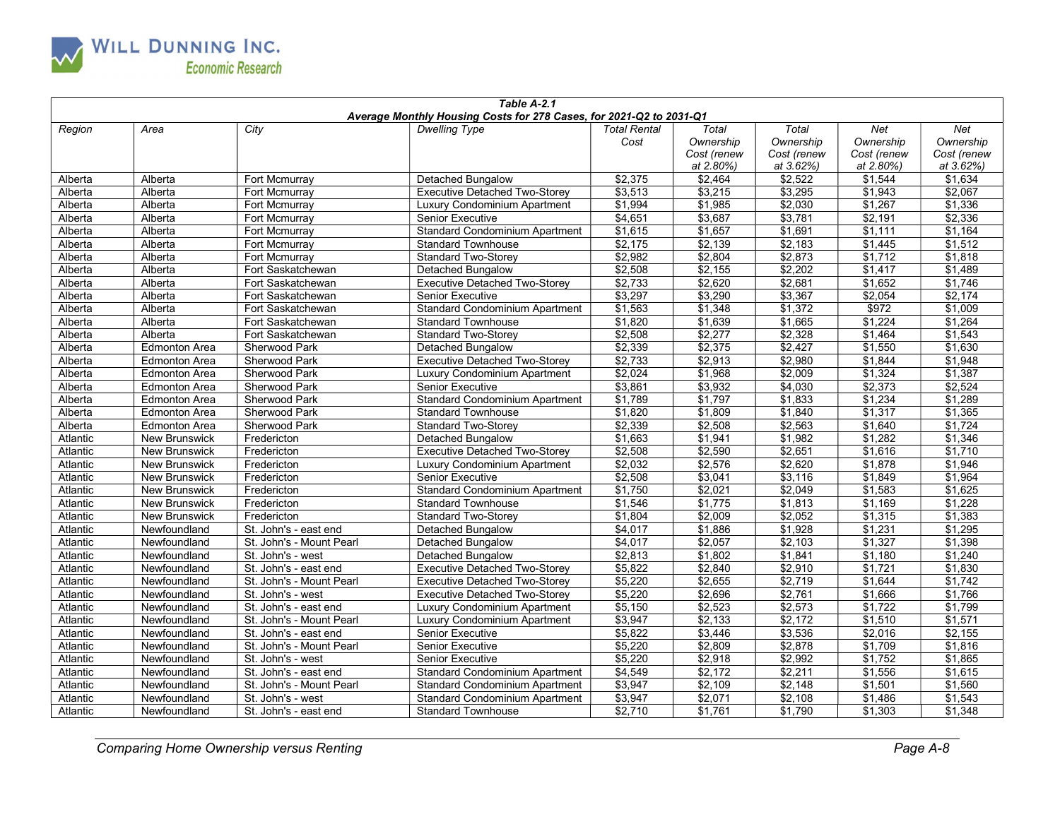**Table A-2.1**
**Average Monthly Housing Costs for 278 Cases, for 2021-Q2 to 2031-Q1**

| Region | Area | City | Dwelling Type | Total Rental Cost | Total Ownership Cost (renew at 2.80%) | Total Ownership Cost (renew at 3.62%) | Net Ownership Cost (renew at 2.80%) | Net Ownership Cost (renew at 3.62%) |
|---|---|---|---|---|---|---|---|---|
| Alberta | Alberta | Fort Mcmurray | Detached Bungalow | $2,375 | $2,464 | $2,522 | $1,544 | $1,634 |
| Alberta | Alberta | Fort Mcmurray | Executive Detached Two-Storey | $3,513 | $3,215 | $3,295 | $1,943 | $2,067 |
| Alberta | Alberta | Fort Mcmurray | Luxury Condominium Apartment | $1,994 | $1,985 | $2,030 | $1,267 | $1,336 |
| Alberta | Alberta | Fort Mcmurray | Senior Executive | $4,651 | $3,687 | $3,781 | $2,191 | $2,336 |
| Alberta | Alberta | Fort Mcmurray | Standard Condominium Apartment | $1,615 | $1,657 | $1,691 | $1,111 | $1,164 |
| Alberta | Alberta | Fort Mcmurray | Standard Townhouse | $2,175 | $2,139 | $2,183 | $1,445 | $1,512 |
| Alberta | Alberta | Fort Mcmurray | Standard Two-Storey | $2,982 | $2,804 | $2,873 | $1,712 | $1,818 |
| Alberta | Alberta | Fort Saskatchewan | Detached Bungalow | $2,508 | $2,155 | $2,202 | $1,417 | $1,489 |
| Alberta | Alberta | Fort Saskatchewan | Executive Detached Two-Storey | $2,733 | $2,620 | $2,681 | $1,652 | $1,746 |
| Alberta | Alberta | Fort Saskatchewan | Senior Executive | $3,297 | $3,290 | $3,367 | $2,054 | $2,174 |
| Alberta | Alberta | Fort Saskatchewan | Standard Condominium Apartment | $1,563 | $1,348 | $1,372 | $972 | $1,009 |
| Alberta | Alberta | Fort Saskatchewan | Standard Townhouse | $1,820 | $1,639 | $1,665 | $1,224 | $1,264 |
| Alberta | Alberta | Fort Saskatchewan | Standard Two-Storey | $2,508 | $2,277 | $2,328 | $1,464 | $1,543 |
| Alberta | Edmonton Area | Sherwood Park | Detached Bungalow | $2,339 | $2,375 | $2,427 | $1,550 | $1,630 |
| Alberta | Edmonton Area | Sherwood Park | Executive Detached Two-Storey | $2,733 | $2,913 | $2,980 | $1,844 | $1,948 |
| Alberta | Edmonton Area | Sherwood Park | Luxury Condominium Apartment | $2,024 | $1,968 | $2,009 | $1,324 | $1,387 |
| Alberta | Edmonton Area | Sherwood Park | Senior Executive | $3,861 | $3,932 | $4,030 | $2,373 | $2,524 |
| Alberta | Edmonton Area | Sherwood Park | Standard Condominium Apartment | $1,789 | $1,797 | $1,833 | $1,234 | $1,289 |
| Alberta | Edmonton Area | Sherwood Park | Standard Townhouse | $1,820 | $1,809 | $1,840 | $1,317 | $1,365 |
| Alberta | Edmonton Area | Sherwood Park | Standard Two-Storey | $2,339 | $2,508 | $2,563 | $1,640 | $1,724 |
| Atlantic | New Brunswick | Fredericton | Detached Bungalow | $1,663 | $1,941 | $1,982 | $1,282 | $1,346 |
| Atlantic | New Brunswick | Fredericton | Executive Detached Two-Storey | $2,508 | $2,590 | $2,651 | $1,616 | $1,710 |
| Atlantic | New Brunswick | Fredericton | Luxury Condominium Apartment | $2,032 | $2,576 | $2,620 | $1,878 | $1,946 |
| Atlantic | New Brunswick | Fredericton | Senior Executive | $2,508 | $3,041 | $3,116 | $1,849 | $1,964 |
| Atlantic | New Brunswick | Fredericton | Standard Condominium Apartment | $1,750 | $2,021 | $2,049 | $1,583 | $1,625 |
| Atlantic | New Brunswick | Fredericton | Standard Townhouse | $1,546 | $1,775 | $1,813 | $1,169 | $1,228 |
| Atlantic | New Brunswick | Fredericton | Standard Two-Storey | $1,804 | $2,009 | $2,052 | $1,315 | $1,383 |
| Atlantic | Newfoundland | St. John's - east end | Detached Bungalow | $4,017 | $1,886 | $1,928 | $1,231 | $1,295 |
| Atlantic | Newfoundland | St. John's - Mount Pearl | Detached Bungalow | $4,017 | $2,057 | $2,103 | $1,327 | $1,398 |
| Atlantic | Newfoundland | St. John's - west | Detached Bungalow | $2,813 | $1,802 | $1,841 | $1,180 | $1,240 |
| Atlantic | Newfoundland | St. John's - east end | Executive Detached Two-Storey | $5,822 | $2,840 | $2,910 | $1,721 | $1,830 |
| Atlantic | Newfoundland | St. John's - Mount Pearl | Executive Detached Two-Storey | $5,220 | $2,655 | $2,719 | $1,644 | $1,742 |
| Atlantic | Newfoundland | St. John's - west | Executive Detached Two-Storey | $5,220 | $2,696 | $2,761 | $1,666 | $1,766 |
| Atlantic | Newfoundland | St. John's - east end | Luxury Condominium Apartment | $5,150 | $2,523 | $2,573 | $1,722 | $1,799 |
| Atlantic | Newfoundland | St. John's - Mount Pearl | Luxury Condominium Apartment | $3,947 | $2,133 | $2,172 | $1,510 | $1,571 |
| Atlantic | Newfoundland | St. John's - east end | Senior Executive | $5,822 | $3,446 | $3,536 | $2,016 | $2,155 |
| Atlantic | Newfoundland | St. John's - Mount Pearl | Senior Executive | $5,220 | $2,809 | $2,878 | $1,709 | $1,816 |
| Atlantic | Newfoundland | St. John's - west | Senior Executive | $5,220 | $2,918 | $2,992 | $1,752 | $1,865 |
| Atlantic | Newfoundland | St. John's - east end | Standard Condominium Apartment | $4,549 | $2,172 | $2,211 | $1,556 | $1,615 |
| Atlantic | Newfoundland | St. John's - Mount Pearl | Standard Condominium Apartment | $3,947 | $2,109 | $2,148 | $1,501 | $1,560 |
| Atlantic | Newfoundland | St. John's - west | Standard Condominium Apartment | $3,947 | $2,071 | $2,108 | $1,486 | $1,543 |
| Atlantic | Newfoundland | St. John's - east end | Standard Townhouse | $2,710 | $1,761 | $1,790 | $1,303 | $1,348 |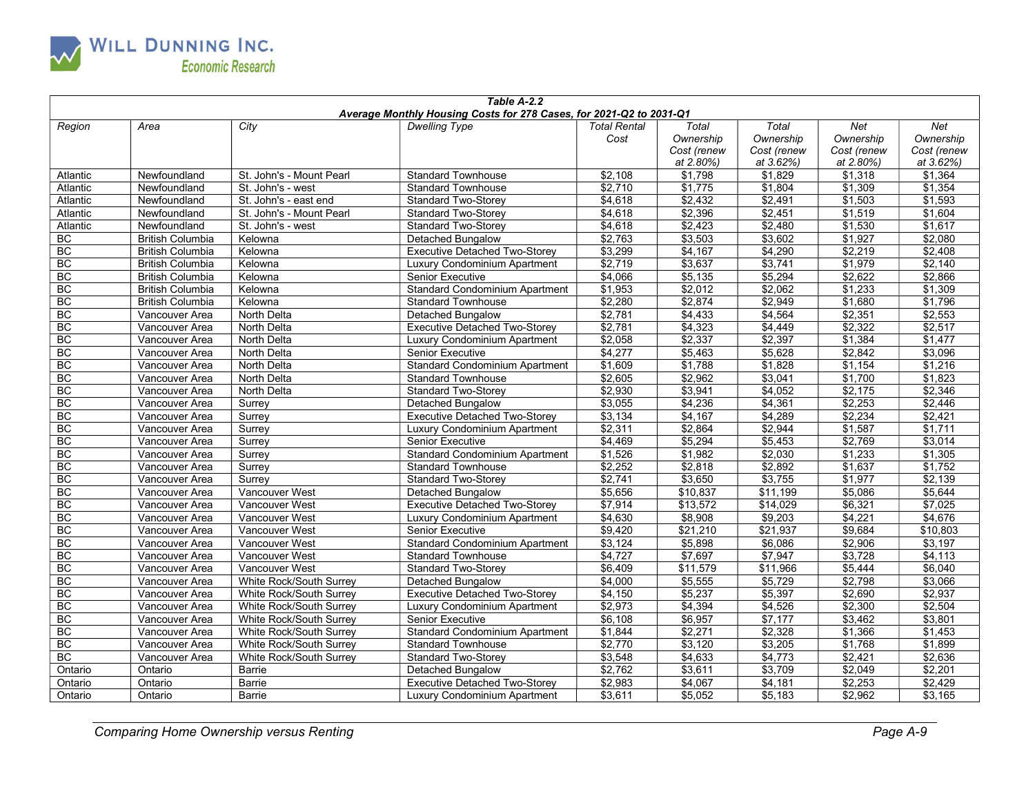**Table A-2.2**
***Average Monthly Housing Costs for 278 Cases, for 2021-Q2 to 2031-Q1***

| Region | Area | City | Dwelling Type | Total Rental Cost | Total Ownership Cost (renew at 2.80%) | Total Ownership Cost (renew at 3.62%) | Net Ownership Cost (renew at 2.80%) | Net Ownership Cost (renew at 3.62%) |
|---|---|---|---|---|---|---|---|---|
| Atlantic | Newfoundland | St. John's - Mount Pearl | Standard Townhouse | $2,108 | $1,798 | $1,829 | $1,318 | $1,364 |
| Atlantic | Newfoundland | St. John's - west | Standard Townhouse | $2,710 | $1,775 | $1,804 | $1,309 | $1,354 |
| Atlantic | Newfoundland | St. John's - east end | Standard Two-Storey | $4,618 | $2,432 | $2,491 | $1,503 | $1,593 |
| Atlantic | Newfoundland | St. John's - Mount Pearl | Standard Two-Storey | $4,618 | $2,396 | $2,451 | $1,519 | $1,604 |
| Atlantic | Newfoundland | St. John's - west | Standard Two-Storey | $4,618 | $2,423 | $2,480 | $1,530 | $1,617 |
| BC | British Columbia | Kelowna | Detached Bungalow | $2,763 | $3,503 | $3,602 | $1,927 | $2,080 |
| BC | British Columbia | Kelowna | Executive Detached Two-Storey | $3,299 | $4,167 | $4,290 | $2,219 | $2,408 |
| BC | British Columbia | Kelowna | Luxury Condominium Apartment | $2,719 | $3,637 | $3,741 | $1,979 | $2,140 |
| BC | British Columbia | Kelowna | Senior Executive | $4,066 | $5,135 | $5,294 | $2,622 | $2,866 |
| BC | British Columbia | Kelowna | Standard Condominium Apartment | $1,953 | $2,012 | $2,062 | $1,233 | $1,309 |
| BC | British Columbia | Kelowna | Standard Townhouse | $2,280 | $2,874 | $2,949 | $1,680 | $1,796 |
| BC | Vancouver Area | North Delta | Detached Bungalow | $2,781 | $4,433 | $4,564 | $2,351 | $2,553 |
| BC | Vancouver Area | North Delta | Executive Detached Two-Storey | $2,781 | $4,323 | $4,449 | $2,322 | $2,517 |
| BC | Vancouver Area | North Delta | Luxury Condominium Apartment | $2,058 | $2,337 | $2,397 | $1,384 | $1,477 |
| BC | Vancouver Area | North Delta | Senior Executive | $4,277 | $5,463 | $5,628 | $2,842 | $3,096 |
| BC | Vancouver Area | North Delta | Standard Condominium Apartment | $1,609 | $1,788 | $1,828 | $1,154 | $1,216 |
| BC | Vancouver Area | North Delta | Standard Townhouse | $2,605 | $2,962 | $3,041 | $1,700 | $1,823 |
| BC | Vancouver Area | North Delta | Standard Two-Storey | $2,930 | $3,941 | $4,052 | $2,175 | $2,346 |
| BC | Vancouver Area | Surrey | Detached Bungalow | $3,055 | $4,236 | $4,361 | $2,253 | $2,446 |
| BC | Vancouver Area | Surrey | Executive Detached Two-Storey | $3,134 | $4,167 | $4,289 | $2,234 | $2,421 |
| BC | Vancouver Area | Surrey | Luxury Condominium Apartment | $2,311 | $2,864 | $2,944 | $1,587 | $1,711 |
| BC | Vancouver Area | Surrey | Senior Executive | $4,469 | $5,294 | $5,453 | $2,769 | $3,014 |
| BC | Vancouver Area | Surrey | Standard Condominium Apartment | $1,526 | $1,982 | $2,030 | $1,233 | $1,305 |
| BC | Vancouver Area | Surrey | Standard Townhouse | $2,252 | $2,818 | $2,892 | $1,637 | $1,752 |
| BC | Vancouver Area | Surrey | Standard Two-Storey | $2,741 | $3,650 | $3,755 | $1,977 | $2,139 |
| BC | Vancouver Area | Vancouver West | Detached Bungalow | $5,656 | $10,837 | $11,199 | $5,086 | $5,644 |
| BC | Vancouver Area | Vancouver West | Executive Detached Two-Storey | $7,914 | $13,572 | $14,029 | $6,321 | $7,025 |
| BC | Vancouver Area | Vancouver West | Luxury Condominium Apartment | $4,630 | $8,908 | $9,203 | $4,221 | $4,676 |
| BC | Vancouver Area | Vancouver West | Senior Executive | $9,420 | $21,210 | $21,937 | $9,684 | $10,803 |
| BC | Vancouver Area | Vancouver West | Standard Condominium Apartment | $3,124 | $5,898 | $6,086 | $2,906 | $3,197 |
| BC | Vancouver Area | Vancouver West | Standard Townhouse | $4,727 | $7,697 | $7,947 | $3,728 | $4,113 |
| BC | Vancouver Area | Vancouver West | Standard Two-Storey | $6,409 | $11,579 | $11,966 | $5,444 | $6,040 |
| BC | Vancouver Area | White Rock/South Surrey | Detached Bungalow | $4,000 | $5,555 | $5,729 | $2,798 | $3,066 |
| BC | Vancouver Area | White Rock/South Surrey | Executive Detached Two-Storey | $4,150 | $5,237 | $5,397 | $2,690 | $2,937 |
| BC | Vancouver Area | White Rock/South Surrey | Luxury Condominium Apartment | $2,973 | $4,394 | $4,526 | $2,300 | $2,504 |
| BC | Vancouver Area | White Rock/South Surrey | Senior Executive | $6,108 | $6,957 | $7,177 | $3,462 | $3,801 |
| BC | Vancouver Area | White Rock/South Surrey | Standard Condominium Apartment | $1,844 | $2,271 | $2,328 | $1,366 | $1,453 |
| BC | Vancouver Area | White Rock/South Surrey | Standard Townhouse | $2,770 | $3,120 | $3,205 | $1,768 | $1,899 |
| BC | Vancouver Area | White Rock/South Surrey | Standard Two-Storey | $3,548 | $4,633 | $4,773 | $2,421 | $2,636 |
| Ontario | Ontario | Barrie | Detached Bungalow | $2,762 | $3,611 | $3,709 | $2,049 | $2,201 |
| Ontario | Ontario | Barrie | Executive Detached Two-Storey | $2,983 | $4,067 | $4,181 | $2,253 | $2,429 |
| Ontario | Ontario | Barrie | Luxury Condominium Apartment | $3,611 | $5,052 | $5,183 | $2,962 | $3,165 |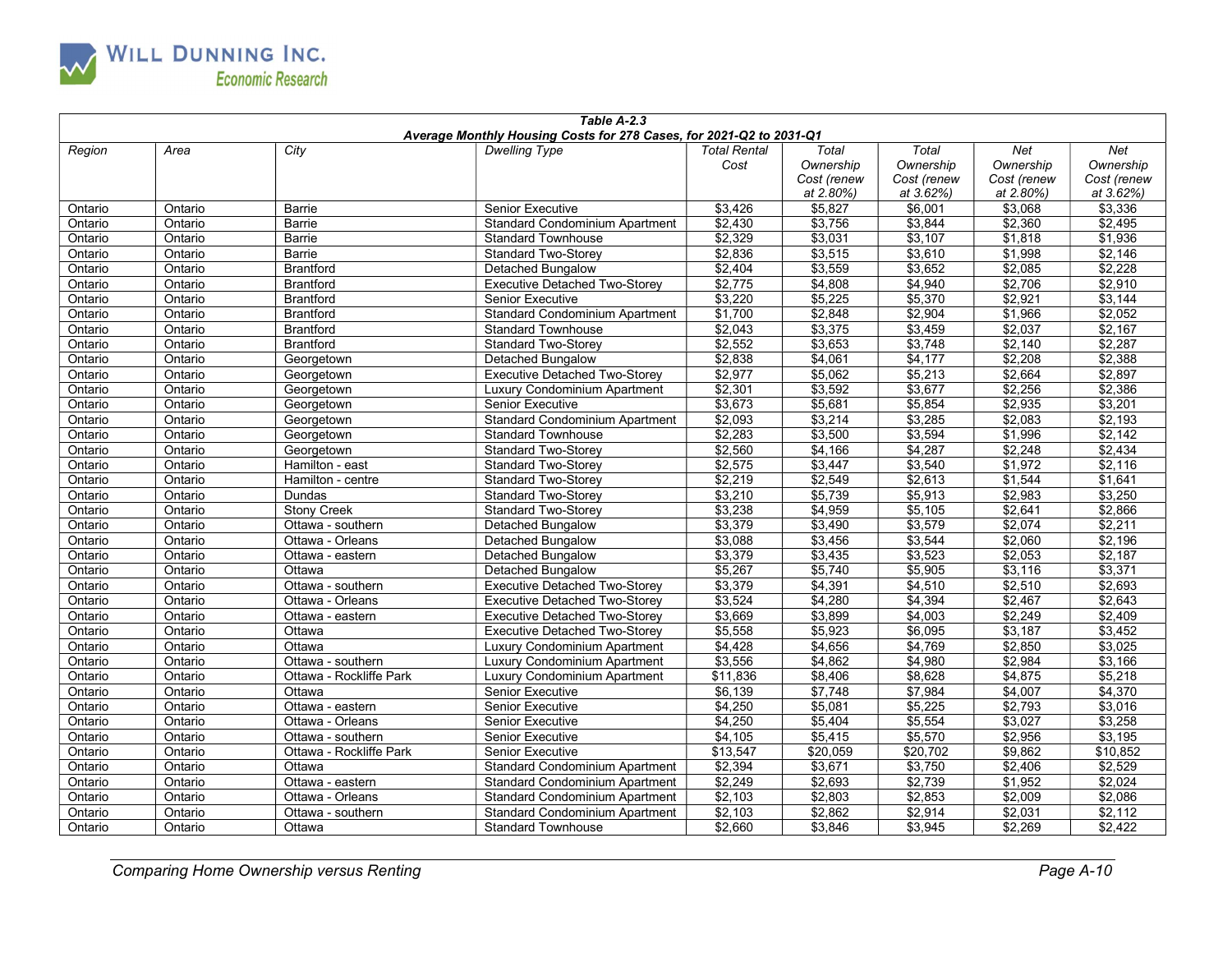| Table A-2.3 | | | | | | | | | |
|---|---|---|---|---|---|---|---|---|---|
| *Average Monthly Housing Costs for 278 Cases, for 2021-Q2 to 2031-Q1* | | | | | | | | | |
| *Region* | *Area* | *City* | *Dwelling Type* | *Total Rental Cost* | *Total Ownership Cost (renew at 2.80%)* | *Total Ownership Cost (renew at 3.62%)* | *Net Ownership Cost (renew at 2.80%)* | *Net Ownership Cost (renew at 3.62%)* |
| Ontario | Ontario | Barrie | Senior Executive | $3,426 | $5,827 | $6,001 | $3,068 | $3,336 |
| Ontario | Ontario | Barrie | Standard Condominium Apartment | $2,430 | $3,756 | $3,844 | $2,360 | $2,495 |
| Ontario | Ontario | Barrie | Standard Townhouse | $2,329 | $3,031 | $3,107 | $1,818 | $1,936 |
| Ontario | Ontario | Barrie | Standard Two-Storey | $2,836 | $3,515 | $3,610 | $1,998 | $2,146 |
| Ontario | Ontario | Brantford | Detached Bungalow | $2,404 | $3,559 | $3,652 | $2,085 | $2,228 |
| Ontario | Ontario | Brantford | Executive Detached Two-Storey | $2,775 | $4,808 | $4,940 | $2,706 | $2,910 |
| Ontario | Ontario | Brantford | Senior Executive | $3,220 | $5,225 | $5,370 | $2,921 | $3,144 |
| Ontario | Ontario | Brantford | Standard Condominium Apartment | $1,700 | $2,848 | $2,904 | $1,966 | $2,052 |
| Ontario | Ontario | Brantford | Standard Townhouse | $2,043 | $3,375 | $3,459 | $2,037 | $2,167 |
| Ontario | Ontario | Brantford | Standard Two-Storey | $2,552 | $3,653 | $3,748 | $2,140 | $2,287 |
| Ontario | Ontario | Georgetown | Detached Bungalow | $2,838 | $4,061 | $4,177 | $2,208 | $2,388 |
| Ontario | Ontario | Georgetown | Executive Detached Two-Storey | $2,977 | $5,062 | $5,213 | $2,664 | $2,897 |
| Ontario | Ontario | Georgetown | Luxury Condominium Apartment | $2,301 | $3,592 | $3,677 | $2,256 | $2,386 |
| Ontario | Ontario | Georgetown | Senior Executive | $3,673 | $5,681 | $5,854 | $2,935 | $3,201 |
| Ontario | Ontario | Georgetown | Standard Condominium Apartment | $2,093 | $3,214 | $3,285 | $2,083 | $2,193 |
| Ontario | Ontario | Georgetown | Standard Townhouse | $2,283 | $3,500 | $3,594 | $1,996 | $2,142 |
| Ontario | Ontario | Georgetown | Standard Two-Storey | $2,560 | $4,166 | $4,287 | $2,248 | $2,434 |
| Ontario | Ontario | Hamilton - east | Standard Two-Storey | $2,575 | $3,447 | $3,540 | $1,972 | $2,116 |
| Ontario | Ontario | Hamilton - centre | Standard Two-Storey | $2,219 | $2,549 | $2,613 | $1,544 | $1,641 |
| Ontario | Ontario | Dundas | Standard Two-Storey | $3,210 | $5,739 | $5,913 | $2,983 | $3,250 |
| Ontario | Ontario | Stony Creek | Standard Two-Storey | $3,238 | $4,959 | $5,105 | $2,641 | $2,866 |
| Ontario | Ontario | Ottawa - southern | Detached Bungalow | $3,379 | $3,490 | $3,579 | $2,074 | $2,211 |
| Ontario | Ontario | Ottawa - Orleans | Detached Bungalow | $3,088 | $3,456 | $3,544 | $2,060 | $2,196 |
| Ontario | Ontario | Ottawa - eastern | Detached Bungalow | $3,379 | $3,435 | $3,523 | $2,053 | $2,187 |
| Ontario | Ontario | Ottawa | Detached Bungalow | $5,267 | $5,740 | $5,905 | $3,116 | $3,371 |
| Ontario | Ontario | Ottawa - southern | Executive Detached Two-Storey | $3,379 | $4,391 | $4,510 | $2,510 | $2,693 |
| Ontario | Ontario | Ottawa - Orleans | Executive Detached Two-Storey | $3,524 | $4,280 | $4,394 | $2,467 | $2,643 |
| Ontario | Ontario | Ottawa - eastern | Executive Detached Two-Storey | $3,669 | $3,899 | $4,003 | $2,249 | $2,409 |
| Ontario | Ontario | Ottawa | Executive Detached Two-Storey | $5,558 | $5,923 | $6,095 | $3,187 | $3,452 |
| Ontario | Ontario | Ottawa | Luxury Condominium Apartment | $4,428 | $4,656 | $4,769 | $2,850 | $3,025 |
| Ontario | Ontario | Ottawa - southern | Luxury Condominium Apartment | $3,556 | $4,862 | $4,980 | $2,984 | $3,166 |
| Ontario | Ontario | Ottawa - Rockliffe Park | Luxury Condominium Apartment | $11,836 | $8,406 | $8,628 | $4,875 | $5,218 |
| Ontario | Ontario | Ottawa | Senior Executive | $6,139 | $7,748 | $7,984 | $4,007 | $4,370 |
| Ontario | Ontario | Ottawa - eastern | Senior Executive | $4,250 | $5,081 | $5,225 | $2,793 | $3,016 |
| Ontario | Ontario | Ottawa - Orleans | Senior Executive | $4,250 | $5,404 | $5,554 | $3,027 | $3,258 |
| Ontario | Ontario | Ottawa - southern | Senior Executive | $4,105 | $5,415 | $5,570 | $2,956 | $3,195 |
| Ontario | Ontario | Ottawa - Rockliffe Park | Senior Executive | $13,547 | $20,059 | $20,702 | $9,862 | $10,852 |
| Ontario | Ontario | Ottawa | Standard Condominium Apartment | $2,394 | $3,671 | $3,750 | $2,406 | $2,529 |
| Ontario | Ontario | Ottawa - eastern | Standard Condominium Apartment | $2,249 | $2,693 | $2,739 | $1,952 | $2,024 |
| Ontario | Ontario | Ottawa - Orleans | Standard Condominium Apartment | $2,103 | $2,803 | $2,853 | $2,009 | $2,086 |
| Ontario | Ontario | Ottawa - southern | Standard Condominium Apartment | $2,103 | $2,862 | $2,914 | $2,031 | $2,112 |
| Ontario | Ontario | Ottawa | Standard Townhouse | $2,660 | $3,846 | $3,945 | $2,269 | $2,422 |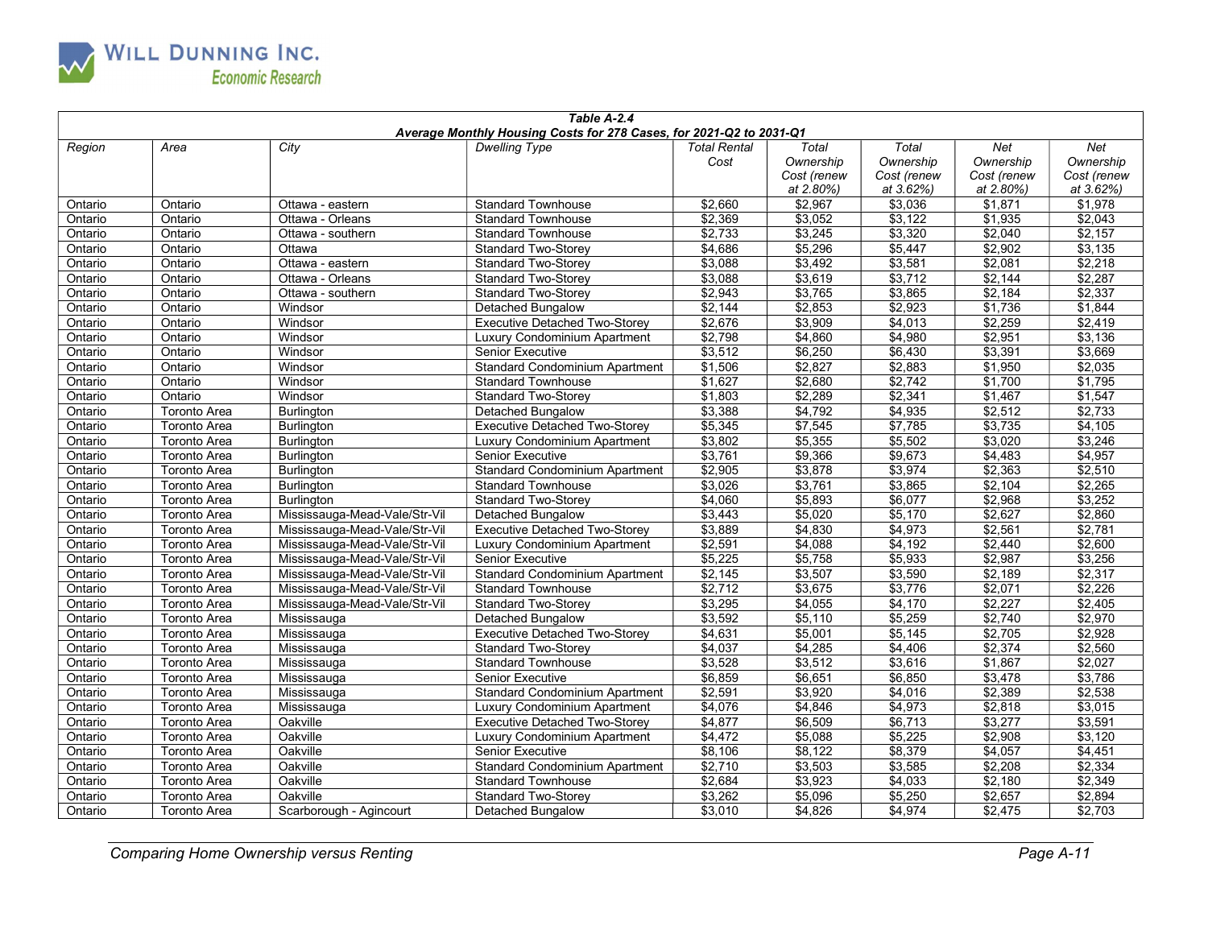**Table A-2.4**
**Average Monthly Housing Costs for 278 Cases, for 2021-Q2 to 2031-Q1**

| Region | Area | City | Dwelling Type | Total Rental Cost | Total Ownership Cost (renew at 2.80%) | Total Ownership Cost (renew at 3.62%) | Net Ownership Cost (renew at 2.80%) | Net Ownership Cost (renew at 3.62%) |
|---|---|---|---|---|---|---|---|---|
| Ontario | Ontario | Ottawa - eastern | Standard Townhouse | $2,660 | $2,967 | $3,036 | $1,871 | $1,978 |
| Ontario | Ontario | Ottawa - Orleans | Standard Townhouse | $2,369 | $3,052 | $3,122 | $1,935 | $2,043 |
| Ontario | Ontario | Ottawa - southern | Standard Townhouse | $2,733 | $3,245 | $3,320 | $2,040 | $2,157 |
| Ontario | Ontario | Ottawa | Standard Two-Storey | $4,686 | $5,296 | $5,447 | $2,902 | $3,135 |
| Ontario | Ontario | Ottawa - eastern | Standard Two-Storey | $3,088 | $3,492 | $3,581 | $2,081 | $2,218 |
| Ontario | Ontario | Ottawa - Orleans | Standard Two-Storey | $3,088 | $3,619 | $3,712 | $2,144 | $2,287 |
| Ontario | Ontario | Ottawa - southern | Standard Two-Storey | $2,943 | $3,765 | $3,865 | $2,184 | $2,337 |
| Ontario | Ontario | Windsor | Detached Bungalow | $2,144 | $2,853 | $2,923 | $1,736 | $1,844 |
| Ontario | Ontario | Windsor | Executive Detached Two-Storey | $2,676 | $3,909 | $4,013 | $2,259 | $2,419 |
| Ontario | Ontario | Windsor | Luxury Condominium Apartment | $2,798 | $4,860 | $4,980 | $2,951 | $3,136 |
| Ontario | Ontario | Windsor | Senior Executive | $3,512 | $6,250 | $6,430 | $3,391 | $3,669 |
| Ontario | Ontario | Windsor | Standard Condominium Apartment | $1,506 | $2,827 | $2,883 | $1,950 | $2,035 |
| Ontario | Ontario | Windsor | Standard Townhouse | $1,627 | $2,680 | $2,742 | $1,700 | $1,795 |
| Ontario | Ontario | Windsor | Standard Two-Storey | $1,803 | $2,289 | $2,341 | $1,467 | $1,547 |
| Ontario | Toronto Area | Burlington | Detached Bungalow | $3,388 | $4,792 | $4,935 | $2,512 | $2,733 |
| Ontario | Toronto Area | Burlington | Executive Detached Two-Storey | $5,345 | $7,545 | $7,785 | $3,735 | $4,105 |
| Ontario | Toronto Area | Burlington | Luxury Condominium Apartment | $3,802 | $5,355 | $5,502 | $3,020 | $3,246 |
| Ontario | Toronto Area | Burlington | Senior Executive | $3,761 | $9,366 | $9,673 | $4,483 | $4,957 |
| Ontario | Toronto Area | Burlington | Standard Condominium Apartment | $2,905 | $3,878 | $3,974 | $2,363 | $2,510 |
| Ontario | Toronto Area | Burlington | Standard Townhouse | $3,026 | $3,761 | $3,865 | $2,104 | $2,265 |
| Ontario | Toronto Area | Burlington | Standard Two-Storey | $4,060 | $5,893 | $6,077 | $2,968 | $3,252 |
| Ontario | Toronto Area | Mississauga-Mead-Vale/Str-Vil | Detached Bungalow | $3,443 | $5,020 | $5,170 | $2,627 | $2,860 |
| Ontario | Toronto Area | Mississauga-Mead-Vale/Str-Vil | Executive Detached Two-Storey | $3,889 | $4,830 | $4,973 | $2,561 | $2,781 |
| Ontario | Toronto Area | Mississauga-Mead-Vale/Str-Vil | Luxury Condominium Apartment | $2,591 | $4,088 | $4,192 | $2,440 | $2,600 |
| Ontario | Toronto Area | Mississauga-Mead-Vale/Str-Vil | Senior Executive | $5,225 | $5,758 | $5,933 | $2,987 | $3,256 |
| Ontario | Toronto Area | Mississauga-Mead-Vale/Str-Vil | Standard Condominium Apartment | $2,145 | $3,507 | $3,590 | $2,189 | $2,317 |
| Ontario | Toronto Area | Mississauga-Mead-Vale/Str-Vil | Standard Townhouse | $2,712 | $3,675 | $3,776 | $2,071 | $2,226 |
| Ontario | Toronto Area | Mississauga-Mead-Vale/Str-Vil | Standard Two-Storey | $3,295 | $4,055 | $4,170 | $2,227 | $2,405 |
| Ontario | Toronto Area | Mississauga | Detached Bungalow | $3,592 | $5,110 | $5,259 | $2,740 | $2,970 |
| Ontario | Toronto Area | Mississauga | Executive Detached Two-Storey | $4,631 | $5,001 | $5,145 | $2,705 | $2,928 |
| Ontario | Toronto Area | Mississauga | Standard Two-Storey | $4,037 | $4,285 | $4,406 | $2,374 | $2,560 |
| Ontario | Toronto Area | Mississauga | Standard Townhouse | $3,528 | $3,512 | $3,616 | $1,867 | $2,027 |
| Ontario | Toronto Area | Mississauga | Senior Executive | $6,859 | $6,651 | $6,850 | $3,478 | $3,786 |
| Ontario | Toronto Area | Mississauga | Standard Condominium Apartment | $2,591 | $3,920 | $4,016 | $2,389 | $2,538 |
| Ontario | Toronto Area | Mississauga | Luxury Condominium Apartment | $4,076 | $4,846 | $4,973 | $2,818 | $3,015 |
| Ontario | Toronto Area | Oakville | Executive Detached Two-Storey | $4,877 | $6,509 | $6,713 | $3,277 | $3,591 |
| Ontario | Toronto Area | Oakville | Luxury Condominium Apartment | $4,472 | $5,088 | $5,225 | $2,908 | $3,120 |
| Ontario | Toronto Area | Oakville | Senior Executive | $8,106 | $8,122 | $8,379 | $4,057 | $4,451 |
| Ontario | Toronto Area | Oakville | Standard Condominium Apartment | $2,710 | $3,503 | $3,585 | $2,208 | $2,334 |
| Ontario | Toronto Area | Oakville | Standard Townhouse | $2,684 | $3,923 | $4,033 | $2,180 | $2,349 |
| Ontario | Toronto Area | Oakville | Standard Two-Storey | $3,262 | $5,096 | $5,250 | $2,657 | $2,894 |
| Ontario | Toronto Area | Scarborough - Agincourt | Detached Bungalow | $3,010 | $4,826 | $4,974 | $2,475 | $2,703 |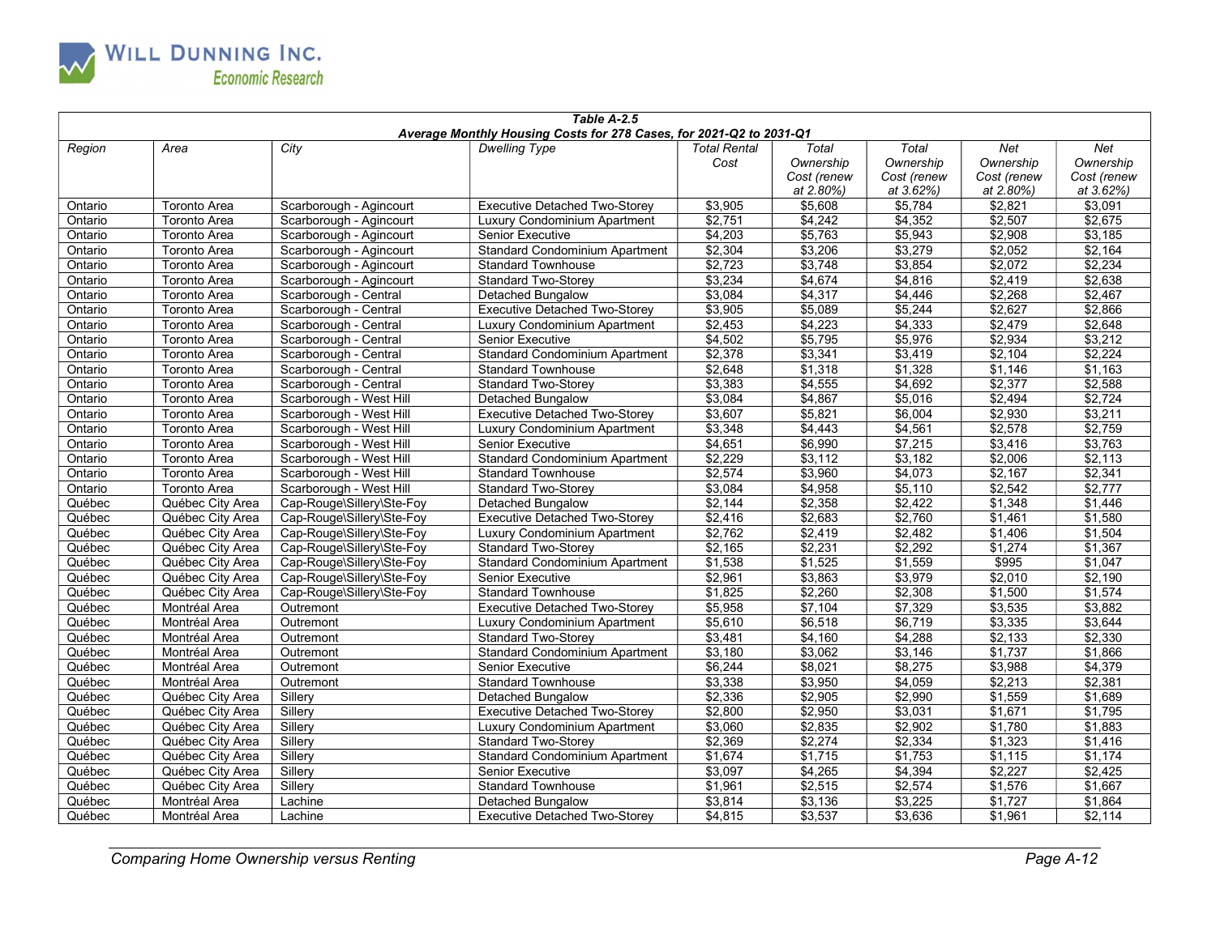**Table A-2.5**
**Average Monthly Housing Costs for 278 Cases, for 2021-Q2 to 2031-Q1**

| Region | Area | City | Dwelling Type | Total Rental Cost | Total Ownership Cost (renew at 2.80%) | Total Ownership Cost (renew at 3.62%) | Net Ownership Cost (renew at 2.80%) | Net Ownership Cost (renew at 3.62%) |
|---|---|---|---|---|---|---|---|---|
| Ontario | Toronto Area | Scarborough - Agincourt | Executive Detached Two-Storey | $3,905 | $5,608 | $5,784 | $2,821 | $3,091 |
| Ontario | Toronto Area | Scarborough - Agincourt | Luxury Condominium Apartment | $2,751 | $4,242 | $4,352 | $2,507 | $2,675 |
| Ontario | Toronto Area | Scarborough - Agincourt | Senior Executive | $4,203 | $5,763 | $5,943 | $2,908 | $3,185 |
| Ontario | Toronto Area | Scarborough - Agincourt | Standard Condominium Apartment | $2,304 | $3,206 | $3,279 | $2,052 | $2,164 |
| Ontario | Toronto Area | Scarborough - Agincourt | Standard Townhouse | $2,723 | $3,748 | $3,854 | $2,072 | $2,234 |
| Ontario | Toronto Area | Scarborough - Agincourt | Standard Two-Storey | $3,234 | $4,674 | $4,816 | $2,419 | $2,638 |
| Ontario | Toronto Area | Scarborough - Central | Detached Bungalow | $3,084 | $4,317 | $4,446 | $2,268 | $2,467 |
| Ontario | Toronto Area | Scarborough - Central | Executive Detached Two-Storey | $3,905 | $5,089 | $5,244 | $2,627 | $2,866 |
| Ontario | Toronto Area | Scarborough - Central | Luxury Condominium Apartment | $2,453 | $4,223 | $4,333 | $2,479 | $2,648 |
| Ontario | Toronto Area | Scarborough - Central | Senior Executive | $4,502 | $5,795 | $5,976 | $2,934 | $3,212 |
| Ontario | Toronto Area | Scarborough - Central | Standard Condominium Apartment | $2,378 | $3,341 | $3,419 | $2,104 | $2,224 |
| Ontario | Toronto Area | Scarborough - Central | Standard Townhouse | $2,648 | $1,318 | $1,328 | $1,146 | $1,163 |
| Ontario | Toronto Area | Scarborough - Central | Standard Two-Storey | $3,383 | $4,555 | $4,692 | $2,377 | $2,588 |
| Ontario | Toronto Area | Scarborough - West Hill | Detached Bungalow | $3,084 | $4,867 | $5,016 | $2,494 | $2,724 |
| Ontario | Toronto Area | Scarborough - West Hill | Executive Detached Two-Storey | $3,607 | $5,821 | $6,004 | $2,930 | $3,211 |
| Ontario | Toronto Area | Scarborough - West Hill | Luxury Condominium Apartment | $3,348 | $4,443 | $4,561 | $2,578 | $2,759 |
| Ontario | Toronto Area | Scarborough - West Hill | Senior Executive | $4,651 | $6,990 | $7,215 | $3,416 | $3,763 |
| Ontario | Toronto Area | Scarborough - West Hill | Standard Condominium Apartment | $2,229 | $3,112 | $3,182 | $2,006 | $2,113 |
| Ontario | Toronto Area | Scarborough - West Hill | Standard Townhouse | $2,574 | $3,960 | $4,073 | $2,167 | $2,341 |
| Ontario | Toronto Area | Scarborough - West Hill | Standard Two-Storey | $3,084 | $4,958 | $5,110 | $2,542 | $2,777 |
| Québec | Québec City Area | Cap-Rouge\Sillery\Ste-Foy | Detached Bungalow | $2,144 | $2,358 | $2,422 | $1,348 | $1,446 |
| Québec | Québec City Area | Cap-Rouge\Sillery\Ste-Foy | Executive Detached Two-Storey | $2,416 | $2,683 | $2,760 | $1,461 | $1,580 |
| Québec | Québec City Area | Cap-Rouge\Sillery\Ste-Foy | Luxury Condominium Apartment | $2,762 | $2,419 | $2,482 | $1,406 | $1,504 |
| Québec | Québec City Area | Cap-Rouge\Sillery\Ste-Foy | Standard Two-Storey | $2,165 | $2,231 | $2,292 | $1,274 | $1,367 |
| Québec | Québec City Area | Cap-Rouge\Sillery\Ste-Foy | Standard Condominium Apartment | $1,538 | $1,525 | $1,559 | $995 | $1,047 |
| Québec | Québec City Area | Cap-Rouge\Sillery\Ste-Foy | Senior Executive | $2,961 | $3,863 | $3,979 | $2,010 | $2,190 |
| Québec | Québec City Area | Cap-Rouge\Sillery\Ste-Foy | Standard Townhouse | $1,825 | $2,260 | $2,308 | $1,500 | $1,574 |
| Québec | Montréal Area | Outremont | Executive Detached Two-Storey | $5,958 | $7,104 | $7,329 | $3,535 | $3,882 |
| Québec | Montréal Area | Outremont | Luxury Condominium Apartment | $5,610 | $6,518 | $6,719 | $3,335 | $3,644 |
| Québec | Montréal Area | Outremont | Standard Two-Storey | $3,481 | $4,160 | $4,288 | $2,133 | $2,330 |
| Québec | Montréal Area | Outremont | Standard Condominium Apartment | $3,180 | $3,062 | $3,146 | $1,737 | $1,866 |
| Québec | Montréal Area | Outremont | Senior Executive | $6,244 | $8,021 | $8,275 | $3,988 | $4,379 |
| Québec | Montréal Area | Outremont | Standard Townhouse | $3,338 | $3,950 | $4,059 | $2,213 | $2,381 |
| Québec | Québec City Area | Sillery | Detached Bungalow | $2,336 | $2,905 | $2,990 | $1,559 | $1,689 |
| Québec | Québec City Area | Sillery | Executive Detached Two-Storey | $2,800 | $2,950 | $3,031 | $1,671 | $1,795 |
| Québec | Québec City Area | Sillery | Luxury Condominium Apartment | $3,060 | $2,835 | $2,902 | $1,780 | $1,883 |
| Québec | Québec City Area | Sillery | Standard Two-Storey | $2,369 | $2,274 | $2,334 | $1,323 | $1,416 |
| Québec | Québec City Area | Sillery | Standard Condominium Apartment | $1,674 | $1,715 | $1,753 | $1,115 | $1,174 |
| Québec | Québec City Area | Sillery | Senior Executive | $3,097 | $4,265 | $4,394 | $2,227 | $2,425 |
| Québec | Québec City Area | Sillery | Standard Townhouse | $1,961 | $2,515 | $2,574 | $1,576 | $1,667 |
| Québec | Montréal Area | Lachine | Detached Bungalow | $3,814 | $3,136 | $3,225 | $1,727 | $1,864 |
| Québec | Montréal Area | Lachine | Executive Detached Two-Storey | $4,815 | $3,537 | $3,636 | $1,961 | $2,114 |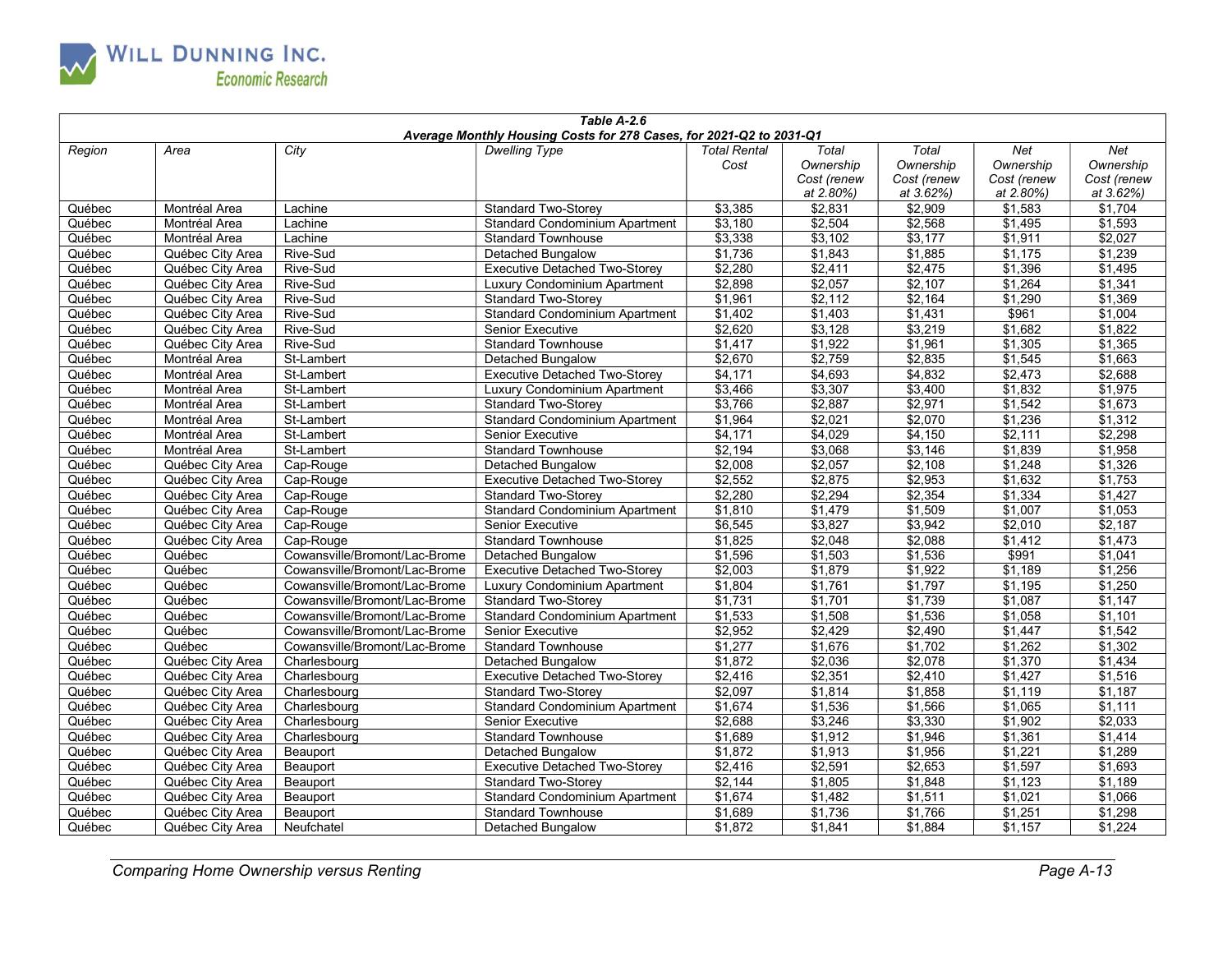**Table A-2.6**
**Average Monthly Housing Costs for 278 Cases, for 2021-Q2 to 2031-Q1**

| Region | Area | City | Dwelling Type | Total Rental Cost | Total Ownership Cost (renew at 2.80%) | Total Ownership Cost (renew at 3.62%) | Net Ownership Cost (renew at 2.80%) | Net Ownership Cost (renew at 3.62%) |
|---|---|---|---|---|---|---|---|---|
| Québec | Montréal Area | Lachine | Standard Two-Storey | $3,385 | $2,831 | $2,909 | $1,583 | $1,704 |
| Québec | Montréal Area | Lachine | Standard Condominium Apartment | $3,180 | $2,504 | $2,568 | $1,495 | $1,593 |
| Québec | Montréal Area | Lachine | Standard Townhouse | $3,338 | $3,102 | $3,177 | $1,911 | $2,027 |
| Québec | Québec City Area | Rive-Sud | Detached Bungalow | $1,736 | $1,843 | $1,885 | $1,175 | $1,239 |
| Québec | Québec City Area | Rive-Sud | Executive Detached Two-Storey | $2,280 | $2,411 | $2,475 | $1,396 | $1,495 |
| Québec | Québec City Area | Rive-Sud | Luxury Condominium Apartment | $2,898 | $2,057 | $2,107 | $1,264 | $1,341 |
| Québec | Québec City Area | Rive-Sud | Standard Two-Storey | $1,961 | $2,112 | $2,164 | $1,290 | $1,369 |
| Québec | Québec City Area | Rive-Sud | Standard Condominium Apartment | $1,402 | $1,403 | $1,431 | $961 | $1,004 |
| Québec | Québec City Area | Rive-Sud | Senior Executive | $2,620 | $3,128 | $3,219 | $1,682 | $1,822 |
| Québec | Québec City Area | Rive-Sud | Standard Townhouse | $1,417 | $1,922 | $1,961 | $1,305 | $1,365 |
| Québec | Montréal Area | St-Lambert | Detached Bungalow | $2,670 | $2,759 | $2,835 | $1,545 | $1,663 |
| Québec | Montréal Area | St-Lambert | Executive Detached Two-Storey | $4,171 | $4,693 | $4,832 | $2,473 | $2,688 |
| Québec | Montréal Area | St-Lambert | Luxury Condominium Apartment | $3,466 | $3,307 | $3,400 | $1,832 | $1,975 |
| Québec | Montréal Area | St-Lambert | Standard Two-Storey | $3,766 | $2,887 | $2,971 | $1,542 | $1,673 |
| Québec | Montréal Area | St-Lambert | Standard Condominium Apartment | $1,964 | $2,021 | $2,070 | $1,236 | $1,312 |
| Québec | Montréal Area | St-Lambert | Senior Executive | $4,171 | $4,029 | $4,150 | $2,111 | $2,298 |
| Québec | Montréal Area | St-Lambert | Standard Townhouse | $2,194 | $3,068 | $3,146 | $1,839 | $1,958 |
| Québec | Québec City Area | Cap-Rouge | Detached Bungalow | $2,008 | $2,057 | $2,108 | $1,248 | $1,326 |
| Québec | Québec City Area | Cap-Rouge | Executive Detached Two-Storey | $2,552 | $2,875 | $2,953 | $1,632 | $1,753 |
| Québec | Québec City Area | Cap-Rouge | Standard Two-Storey | $2,280 | $2,294 | $2,354 | $1,334 | $1,427 |
| Québec | Québec City Area | Cap-Rouge | Standard Condominium Apartment | $1,810 | $1,479 | $1,509 | $1,007 | $1,053 |
| Québec | Québec City Area | Cap-Rouge | Senior Executive | $6,545 | $3,827 | $3,942 | $2,010 | $2,187 |
| Québec | Québec City Area | Cap-Rouge | Standard Townhouse | $1,825 | $2,048 | $2,088 | $1,412 | $1,473 |
| Québec | Québec | Cowansville/Bromont/Lac-Brome | Detached Bungalow | $1,596 | $1,503 | $1,536 | $991 | $1,041 |
| Québec | Québec | Cowansville/Bromont/Lac-Brome | Executive Detached Two-Storey | $2,003 | $1,879 | $1,922 | $1,189 | $1,256 |
| Québec | Québec | Cowansville/Bromont/Lac-Brome | Luxury Condominium Apartment | $1,804 | $1,761 | $1,797 | $1,195 | $1,250 |
| Québec | Québec | Cowansville/Bromont/Lac-Brome | Standard Two-Storey | $1,731 | $1,701 | $1,739 | $1,087 | $1,147 |
| Québec | Québec | Cowansville/Bromont/Lac-Brome | Standard Condominium Apartment | $1,533 | $1,508 | $1,536 | $1,058 | $1,101 |
| Québec | Québec | Cowansville/Bromont/Lac-Brome | Senior Executive | $2,952 | $2,429 | $2,490 | $1,447 | $1,542 |
| Québec | Québec | Cowansville/Bromont/Lac-Brome | Standard Townhouse | $1,277 | $1,676 | $1,702 | $1,262 | $1,302 |
| Québec | Québec City Area | Charlesbourg | Detached Bungalow | $1,872 | $2,036 | $2,078 | $1,370 | $1,434 |
| Québec | Québec City Area | Charlesbourg | Executive Detached Two-Storey | $2,416 | $2,351 | $2,410 | $1,427 | $1,516 |
| Québec | Québec City Area | Charlesbourg | Standard Two-Storey | $2,097 | $1,814 | $1,858 | $1,119 | $1,187 |
| Québec | Québec City Area | Charlesbourg | Standard Condominium Apartment | $1,674 | $1,536 | $1,566 | $1,065 | $1,111 |
| Québec | Québec City Area | Charlesbourg | Senior Executive | $2,688 | $3,246 | $3,330 | $1,902 | $2,033 |
| Québec | Québec City Area | Charlesbourg | Standard Townhouse | $1,689 | $1,912 | $1,946 | $1,361 | $1,414 |
| Québec | Québec City Area | Beauport | Detached Bungalow | $1,872 | $1,913 | $1,956 | $1,221 | $1,289 |
| Québec | Québec City Area | Beauport | Executive Detached Two-Storey | $2,416 | $2,591 | $2,653 | $1,597 | $1,693 |
| Québec | Québec City Area | Beauport | Standard Two-Storey | $2,144 | $1,805 | $1,848 | $1,123 | $1,189 |
| Québec | Québec City Area | Beauport | Standard Condominium Apartment | $1,674 | $1,482 | $1,511 | $1,021 | $1,066 |
| Québec | Québec City Area | Beauport | Standard Townhouse | $1,689 | $1,736 | $1,766 | $1,251 | $1,298 |
| Québec | Québec City Area | Neufchatel | Detached Bungalow | $1,872 | $1,841 | $1,884 | $1,157 | $1,224 |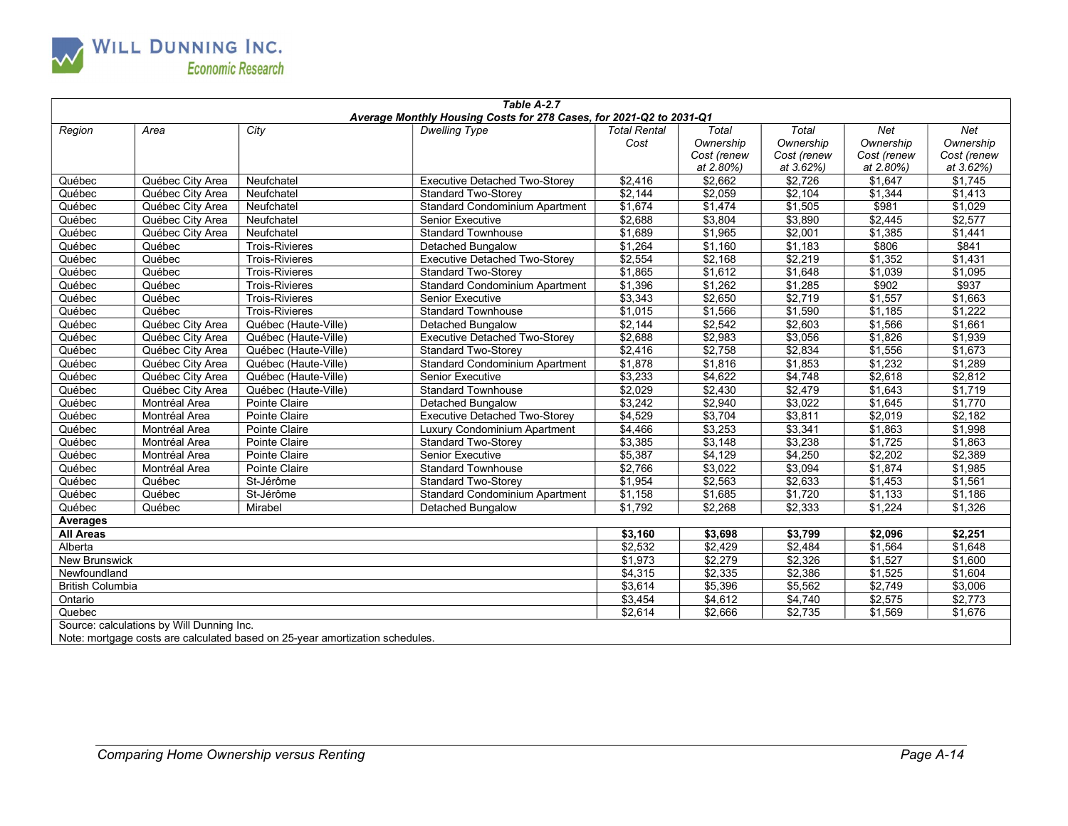**Table A-2.7**
**Average Monthly Housing Costs for 278 Cases, for 2021-Q2 to 2031-Q1**

| Region | Area | City | Dwelling Type | Total Rental Cost | Total Ownership Cost (renew at 2.80%) | Total Ownership Cost (renew at 3.62%) | Net Ownership Cost (renew at 2.80%) | Net Ownership Cost (renew at 3.62%) |
|---|---|---|---|---|---|---|---|---|
| Québec | Québec City Area | Neufchatel | Executive Detached Two-Storey | $2,416 | $2,662 | $2,726 | $1,647 | $1,745 |
| Québec | Québec City Area | Neufchatel | Standard Two-Storey | $2,144 | $2,059 | $2,104 | $1,344 | $1,413 |
| Québec | Québec City Area | Neufchatel | Standard Condominium Apartment | $1,674 | $1,474 | $1,505 | $981 | $1,029 |
| Québec | Québec City Area | Neufchatel | Senior Executive | $2,688 | $3,804 | $3,890 | $2,445 | $2,577 |
| Québec | Québec City Area | Neufchatel | Standard Townhouse | $1,689 | $1,965 | $2,001 | $1,385 | $1,441 |
| Québec | Québec | Trois-Rivieres | Detached Bungalow | $1,264 | $1,160 | $1,183 | $806 | $841 |
| Québec | Québec | Trois-Rivieres | Executive Detached Two-Storey | $2,554 | $2,168 | $2,219 | $1,352 | $1,431 |
| Québec | Québec | Trois-Rivieres | Standard Two-Storey | $1,865 | $1,612 | $1,648 | $1,039 | $1,095 |
| Québec | Québec | Trois-Rivieres | Standard Condominium Apartment | $1,396 | $1,262 | $1,285 | $902 | $937 |
| Québec | Québec | Trois-Rivieres | Senior Executive | $3,343 | $2,650 | $2,719 | $1,557 | $1,663 |
| Québec | Québec | Trois-Rivieres | Standard Townhouse | $1,015 | $1,566 | $1,590 | $1,185 | $1,222 |
| Québec | Québec City Area | Québec (Haute-Ville) | Detached Bungalow | $2,144 | $2,542 | $2,603 | $1,566 | $1,661 |
| Québec | Québec City Area | Québec (Haute-Ville) | Executive Detached Two-Storey | $2,688 | $2,983 | $3,056 | $1,826 | $1,939 |
| Québec | Québec City Area | Québec (Haute-Ville) | Standard Two-Storey | $2,416 | $2,758 | $2,834 | $1,556 | $1,673 |
| Québec | Québec City Area | Québec (Haute-Ville) | Standard Condominium Apartment | $1,878 | $1,816 | $1,853 | $1,232 | $1,289 |
| Québec | Québec City Area | Québec (Haute-Ville) | Senior Executive | $3,233 | $4,622 | $4,748 | $2,618 | $2,812 |
| Québec | Québec City Area | Québec (Haute-Ville) | Standard Townhouse | $2,029 | $2,430 | $2,479 | $1,643 | $1,719 |
| Québec | Montréal Area | Pointe Claire | Detached Bungalow | $3,242 | $2,940 | $3,022 | $1,645 | $1,770 |
| Québec | Montréal Area | Pointe Claire | Executive Detached Two-Storey | $4,529 | $3,704 | $3,811 | $2,019 | $2,182 |
| Québec | Montréal Area | Pointe Claire | Luxury Condominium Apartment | $4,466 | $3,253 | $3,341 | $1,863 | $1,998 |
| Québec | Montréal Area | Pointe Claire | Standard Two-Storey | $3,385 | $3,148 | $3,238 | $1,725 | $1,863 |
| Québec | Montréal Area | Pointe Claire | Senior Executive | $5,387 | $4,129 | $4,250 | $2,202 | $2,389 |
| Québec | Montréal Area | Pointe Claire | Standard Townhouse | $2,766 | $3,022 | $3,094 | $1,874 | $1,985 |
| Québec | Québec | St-Jérôme | Standard Two-Storey | $1,954 | $2,563 | $2,633 | $1,453 | $1,561 |
| Québec | Québec | St-Jérôme | Standard Condominium Apartment | $1,158 | $1,685 | $1,720 | $1,133 | $1,186 |
| Québec | Québec | Mirabel | Detached Bungalow | $1,792 | $2,268 | $2,333 | $1,224 | $1,326 |
| **Averages** | | | | | | | | |
| **All Areas** | | | | **$3,160** | **$3,698** | **$3,799** | **$2,096** | **$2,251** |
| Alberta | | | | $2,532 | $2,429 | $2,484 | $1,564 | $1,648 |
| New Brunswick | | | | $1,973 | $2,279 | $2,326 | $1,527 | $1,600 |
| Newfoundland | | | | $4,315 | $2,335 | $2,386 | $1,525 | $1,604 |
| British Columbia | | | | $3,614 | $5,396 | $5,562 | $2,749 | $3,006 |
| Ontario | | | | $3,454 | $4,612 | $4,740 | $2,575 | $2,773 |
| Quebec | | | | $2,614 | $2,666 | $2,735 | $1,569 | $1,676 |

Source: calculations by Will Dunning Inc.
Note: mortgage costs are calculated based on 25-year amortization schedules.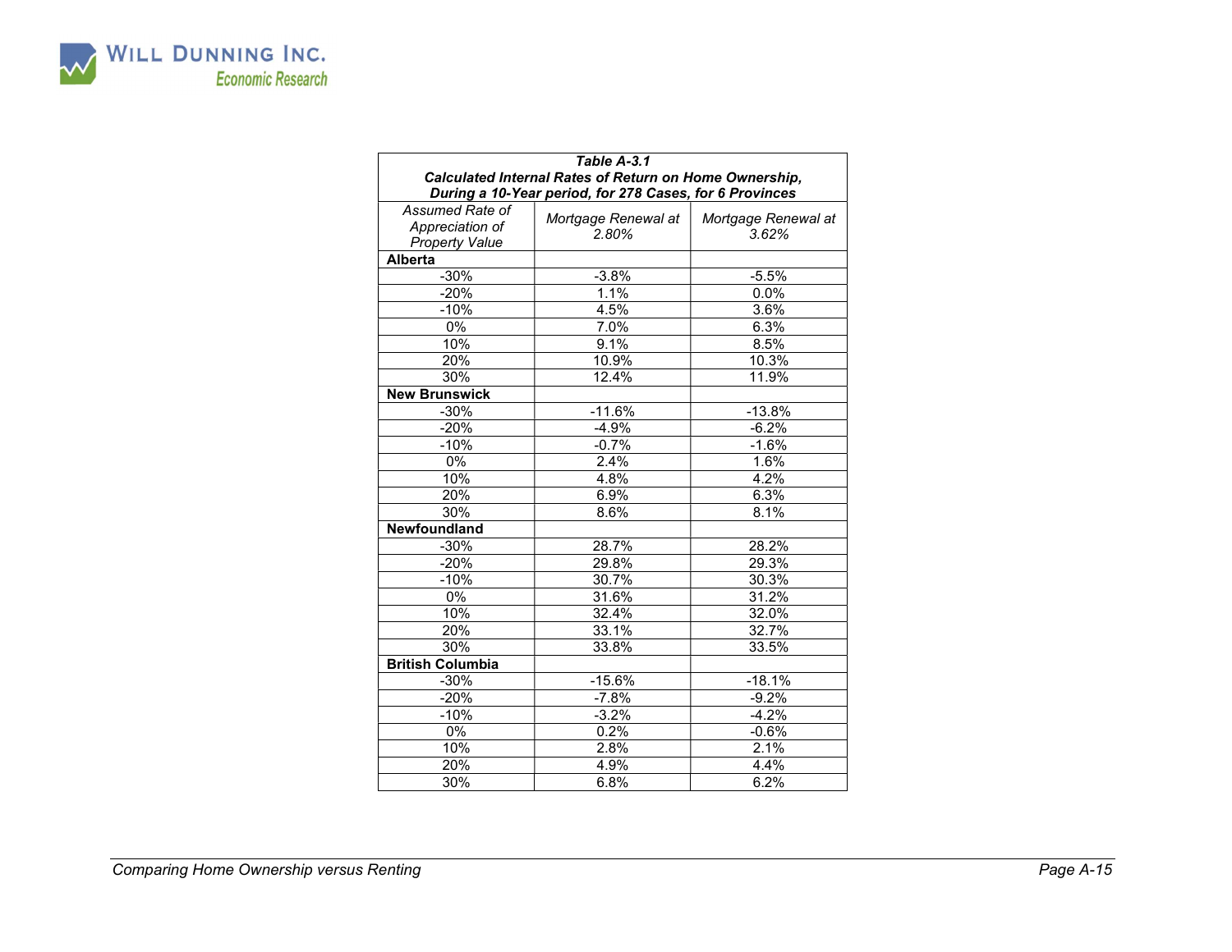***Table A-3.1***
***Calculated Internal Rates of Return on Home Ownership, During a 10-Year period, for 278 Cases, for 6 Provinces***

| *Assumed Rate of Appreciation of Property Value* | *Mortgage Renewal at 2.80%* | *Mortgage Renewal at 3.62%* |
|---|---|---|
| **Alberta** | | |
| -30% | -3.8% | -5.5% |
| -20% | 1.1% | 0.0% |
| -10% | 4.5% | 3.6% |
| 0% | 7.0% | 6.3% |
| 10% | 9.1% | 8.5% |
| 20% | 10.9% | 10.3% |
| 30% | 12.4% | 11.9% |
| **New Brunswick** | | |
| -30% | -11.6% | -13.8% |
| -20% | -4.9% | -6.2% |
| -10% | -0.7% | -1.6% |
| 0% | 2.4% | 1.6% |
| 10% | 4.8% | 4.2% |
| 20% | 6.9% | 6.3% |
| 30% | 8.6% | 8.1% |
| **Newfoundland** | | |
| -30% | 28.7% | 28.2% |
| -20% | 29.8% | 29.3% |
| -10% | 30.7% | 30.3% |
| 0% | 31.6% | 31.2% |
| 10% | 32.4% | 32.0% |
| 20% | 33.1% | 32.7% |
| 30% | 33.8% | 33.5% |
| **British Columbia** | | |
| -30% | -15.6% | -18.1% |
| -20% | -7.8% | -9.2% |
| -10% | -3.2% | -4.2% |
| 0% | 0.2% | -0.6% |
| 10% | 2.8% | 2.1% |
| 20% | 4.9% | 4.4% |
| 30% | 6.8% | 6.2% |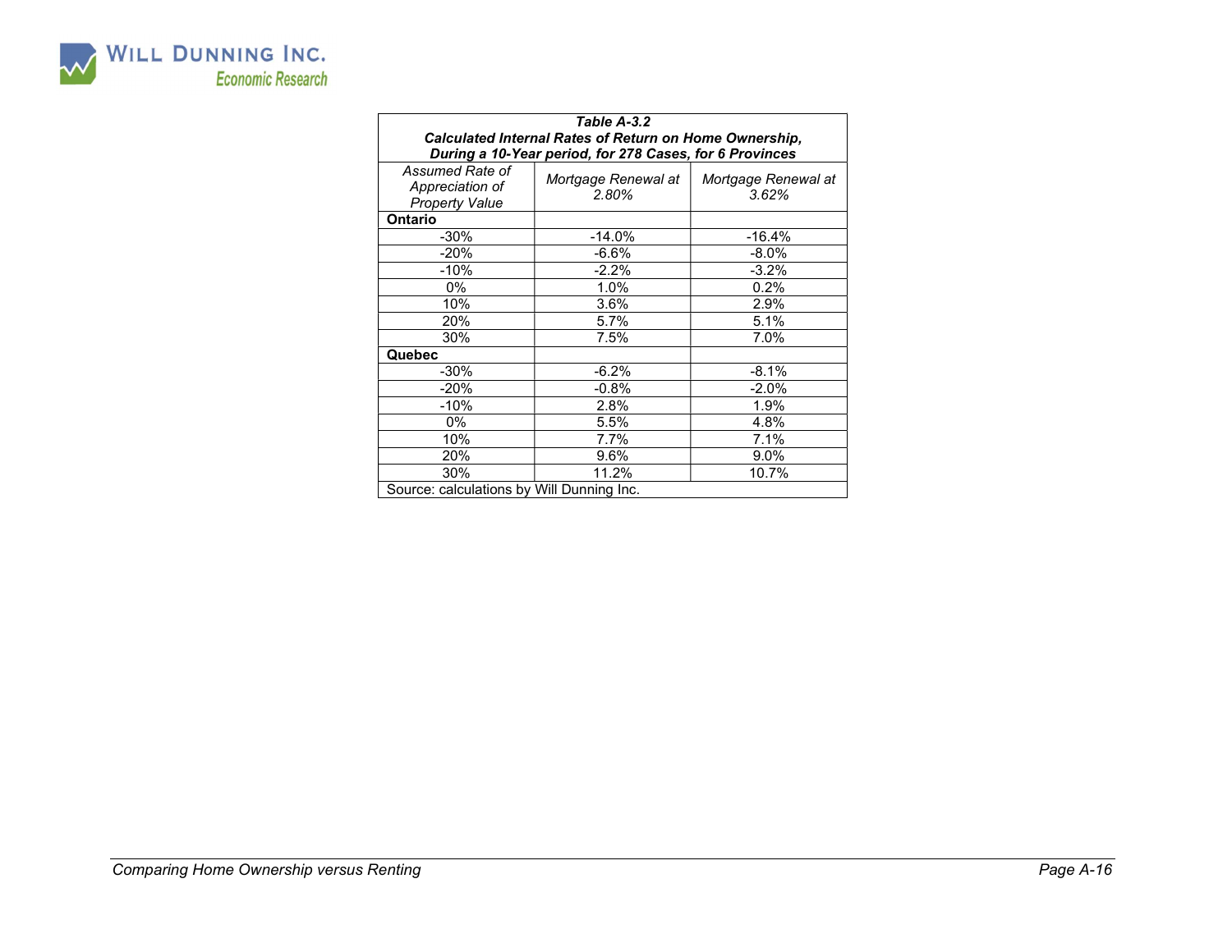*Table A-3.2*
***Calculated Internal Rates of Return on Home Ownership, During a 10-Year period, for 278 Cases, for 6 Provinces***

| *Assumed Rate of Appreciation of Property Value* | *Mortgage Renewal at 2.80%* | *Mortgage Renewal at 3.62%* |
|---|---|---|
| **Ontario** | | |
| -30% | -14.0% | -16.4% |
| -20% | -6.6% | -8.0% |
| -10% | -2.2% | -3.2% |
| 0% | 1.0% | 0.2% |
| 10% | 3.6% | 2.9% |
| 20% | 5.7% | 5.1% |
| 30% | 7.5% | 7.0% |
| **Quebec** | | |
| -30% | -6.2% | -8.1% |
| -20% | -0.8% | -2.0% |
| -10% | 2.8% | 1.9% |
| 0% | 5.5% | 4.8% |
| 10% | 7.7% | 7.1% |
| 20% | 9.6% | 9.0% |
| 30% | 11.2% | 10.7% |

Source: calculations by Will Dunning Inc.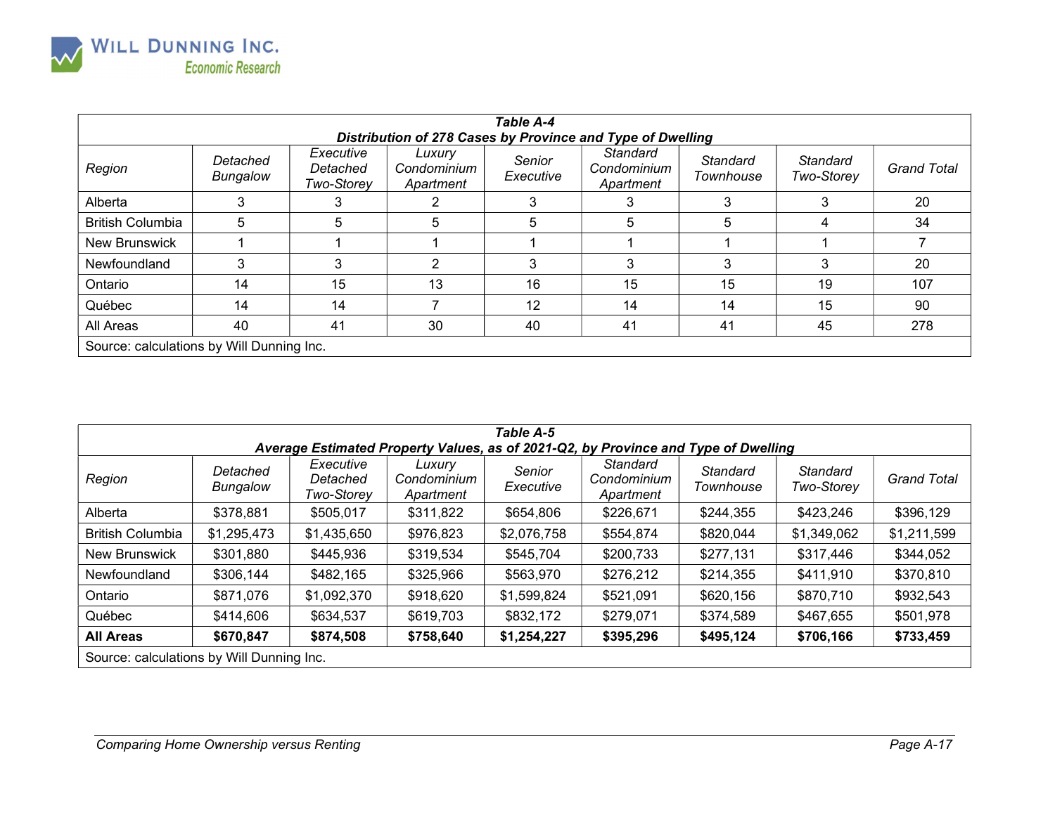| *Table A-4*<br>***Distribution of 278 Cases by Province and Type of Dwelling*** | | | | | | | | |
|---|---|---|---|---|---|---|---|---|
| *Region* | *Detached Bungalow* | *Executive Detached Two-Storey* | *Luxury Condominium Apartment* | *Senior Executive* | *Standard Condominium Apartment* | *Standard Townhouse* | *Standard Two-Storey* | *Grand Total* |
| Alberta | 3 | 3 | 2 | 3 | 3 | 3 | 3 | 20 |
| British Columbia | 5 | 5 | 5 | 5 | 5 | 5 | 4 | 34 |
| New Brunswick | 1 | 1 | 1 | 1 | 1 | 1 | 1 | 7 |
| Newfoundland | 3 | 3 | 2 | 3 | 3 | 3 | 3 | 20 |
| Ontario | 14 | 15 | 13 | 16 | 15 | 15 | 19 | 107 |
| Québec | 14 | 14 | 7 | 12 | 14 | 14 | 15 | 90 |
| All Areas | 40 | 41 | 30 | 40 | 41 | 41 | 45 | 278 |
| Source: calculations by Will Dunning Inc. | | | | | | | | |

| *Table A-5*<br>***Average Estimated Property Values, as of 2021-Q2, by Province and Type of Dwelling*** | | | | | | | | |
|---|---|---|---|---|---|---|---|---|
| *Region* | *Detached Bungalow* | *Executive Detached Two-Storey* | *Luxury Condominium Apartment* | *Senior Executive* | *Standard Condominium Apartment* | *Standard Townhouse* | *Standard Two-Storey* | *Grand Total* |
| Alberta | $378,881 | $505,017 | $311,822 | $654,806 | $226,671 | $244,355 | $423,246 | $396,129 |
| British Columbia | $1,295,473 | $1,435,650 | $976,823 | $2,076,758 | $554,874 | $820,044 | $1,349,062 | $1,211,599 |
| New Brunswick | $301,880 | $445,936 | $319,534 | $545,704 | $200,733 | $277,131 | $317,446 | $344,052 |
| Newfoundland | $306,144 | $482,165 | $325,966 | $563,970 | $276,212 | $214,355 | $411,910 | $370,810 |
| Ontario | $871,076 | $1,092,370 | $918,620 | $1,599,824 | $521,091 | $620,156 | $870,710 | $932,543 |
| Québec | $414,606 | $634,537 | $619,703 | $832,172 | $279,071 | $374,589 | $467,655 | $501,978 |
| **All Areas** | **$670,847** | **$874,508** | **$758,640** | **$1,254,227** | **$395,296** | **$495,124** | **$706,166** | **$733,459** |
| Source: calculations by Will Dunning Inc. | | | | | | | | |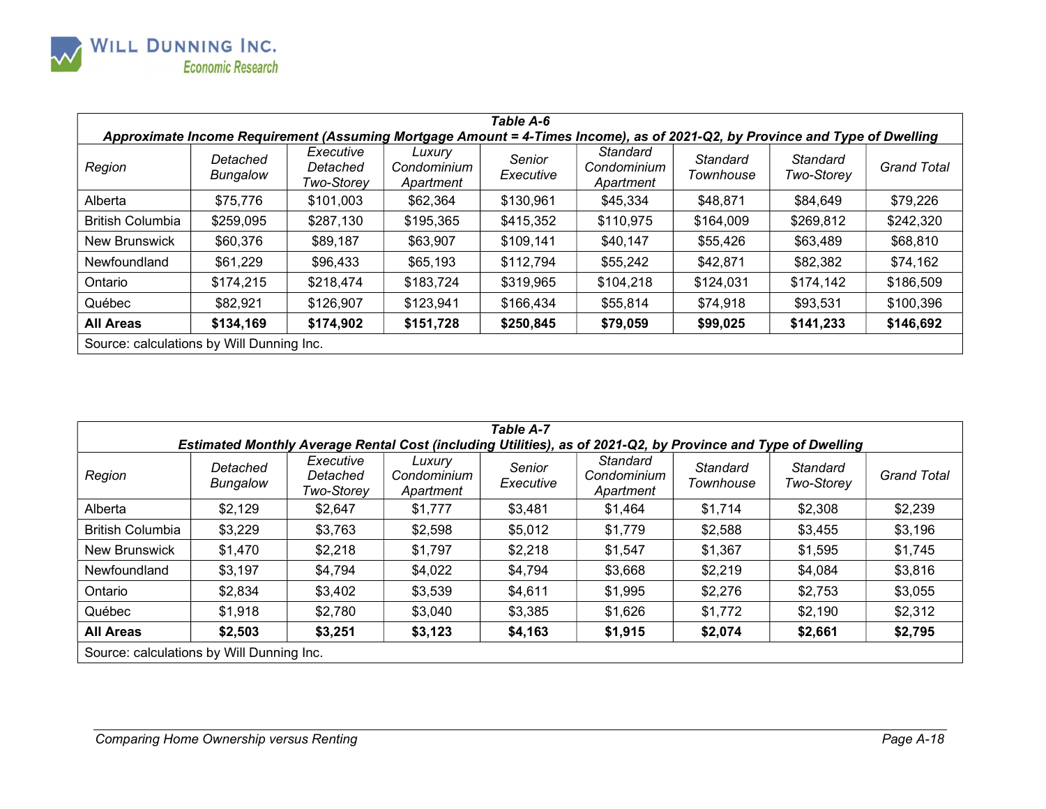**Table A-6**

**Approximate Income Requirement (Assuming Mortgage Amount = 4-Times Income), as of 2021-Q2, by Province and Type of Dwelling**

| *Region* | *Detached Bungalow* | *Executive Detached Two-Storey* | *Luxury Condominium Apartment* | *Senior Executive* | *Standard Condominium Apartment* | *Standard Townhouse* | *Standard Two-Storey* | *Grand Total* |
|---|---|---|---|---|---|---|---|---|
| Alberta | $75,776 | $101,003 | $62,364 | $130,961 | $45,334 | $48,871 | $84,649 | $79,226 |
| British Columbia | $259,095 | $287,130 | $195,365 | $415,352 | $110,975 | $164,009 | $269,812 | $242,320 |
| New Brunswick | $60,376 | $89,187 | $63,907 | $109,141 | $40,147 | $55,426 | $63,489 | $68,810 |
| Newfoundland | $61,229 | $96,433 | $65,193 | $112,794 | $55,242 | $42,871 | $82,382 | $74,162 |
| Ontario | $174,215 | $218,474 | $183,724 | $319,965 | $104,218 | $124,031 | $174,142 | $186,509 |
| Québec | $82,921 | $126,907 | $123,941 | $166,434 | $55,814 | $74,918 | $93,531 | $100,396 |
| **All Areas** | **$134,169** | **$174,902** | **$151,728** | **$250,845** | **$79,059** | **$99,025** | **$141,233** | **$146,692** |

Source: calculations by Will Dunning Inc.

**Table A-7**

**Estimated Monthly Average Rental Cost (including Utilities), as of 2021-Q2, by Province and Type of Dwelling**

| *Region* | *Detached Bungalow* | *Executive Detached Two-Storey* | *Luxury Condominium Apartment* | *Senior Executive* | *Standard Condominium Apartment* | *Standard Townhouse* | *Standard Two-Storey* | *Grand Total* |
|---|---|---|---|---|---|---|---|---|
| Alberta | $2,129 | $2,647 | $1,777 | $3,481 | $1,464 | $1,714 | $2,308 | $2,239 |
| British Columbia | $3,229 | $3,763 | $2,598 | $5,012 | $1,779 | $2,588 | $3,455 | $3,196 |
| New Brunswick | $1,470 | $2,218 | $1,797 | $2,218 | $1,547 | $1,367 | $1,595 | $1,745 |
| Newfoundland | $3,197 | $4,794 | $4,022 | $4,794 | $3,668 | $2,219 | $4,084 | $3,816 |
| Ontario | $2,834 | $3,402 | $3,539 | $4,611 | $1,995 | $2,276 | $2,753 | $3,055 |
| Québec | $1,918 | $2,780 | $3,040 | $3,385 | $1,626 | $1,772 | $2,190 | $2,312 |
| **All Areas** | **$2,503** | **$3,251** | **$3,123** | **$4,163** | **$1,915** | **$2,074** | **$2,661** | **$2,795** |

Source: calculations by Will Dunning Inc.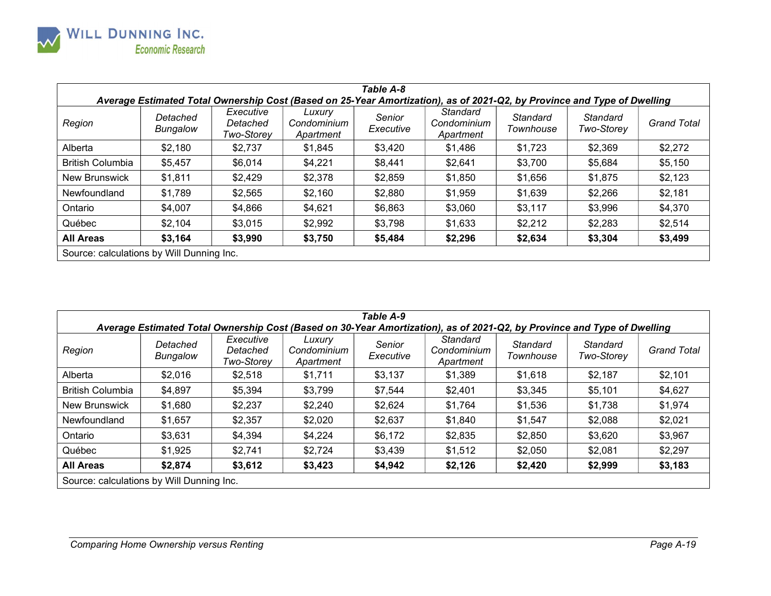| *Table A-8* | | | | | | | | |
|---|---|---|---|---|---|---|---|---|
| ***Average Estimated Total Ownership Cost (Based on 25-Year Amortization), as of 2021-Q2, by Province and Type of Dwelling*** | | | | | | | | |
| *Region* | *Detached Bungalow* | *Executive Detached Two-Storey* | *Luxury Condominium Apartment* | *Senior Executive* | *Standard Condominium Apartment* | *Standard Townhouse* | *Standard Two-Storey* | *Grand Total* |
| Alberta | $2,180 | $2,737 | $1,845 | $3,420 | $1,486 | $1,723 | $2,369 | $2,272 |
| British Columbia | $5,457 | $6,014 | $4,221 | $8,441 | $2,641 | $3,700 | $5,684 | $5,150 |
| New Brunswick | $1,811 | $2,429 | $2,378 | $2,859 | $1,850 | $1,656 | $1,875 | $2,123 |
| Newfoundland | $1,789 | $2,565 | $2,160 | $2,880 | $1,959 | $1,639 | $2,266 | $2,181 |
| Ontario | $4,007 | $4,866 | $4,621 | $6,863 | $3,060 | $3,117 | $3,996 | $4,370 |
| Québec | $2,104 | $3,015 | $2,992 | $3,798 | $1,633 | $2,212 | $2,283 | $2,514 |
| **All Areas** | **$3,164** | **$3,990** | **$3,750** | **$5,484** | **$2,296** | **$2,634** | **$3,304** | **$3,499** |
| Source: calculations by Will Dunning Inc. | | | | | | | | |

| *Table A-9* | | | | | | | | |
|---|---|---|---|---|---|---|---|---|
| ***Average Estimated Total Ownership Cost (Based on 30-Year Amortization), as of 2021-Q2, by Province and Type of Dwelling*** | | | | | | | | |
| *Region* | *Detached Bungalow* | *Executive Detached Two-Storey* | *Luxury Condominium Apartment* | *Senior Executive* | *Standard Condominium Apartment* | *Standard Townhouse* | *Standard Two-Storey* | *Grand Total* |
| Alberta | $2,016 | $2,518 | $1,711 | $3,137 | $1,389 | $1,618 | $2,187 | $2,101 |
| British Columbia | $4,897 | $5,394 | $3,799 | $7,544 | $2,401 | $3,345 | $5,101 | $4,627 |
| New Brunswick | $1,680 | $2,237 | $2,240 | $2,624 | $1,764 | $1,536 | $1,738 | $1,974 |
| Newfoundland | $1,657 | $2,357 | $2,020 | $2,637 | $1,840 | $1,547 | $2,088 | $2,021 |
| Ontario | $3,631 | $4,394 | $4,224 | $6,172 | $2,835 | $2,850 | $3,620 | $3,967 |
| Québec | $1,925 | $2,741 | $2,724 | $3,439 | $1,512 | $2,050 | $2,081 | $2,297 |
| **All Areas** | **$2,874** | **$3,612** | **$3,423** | **$4,942** | **$2,126** | **$2,420** | **$2,999** | **$3,183** |
| Source: calculations by Will Dunning Inc. | | | | | | | | |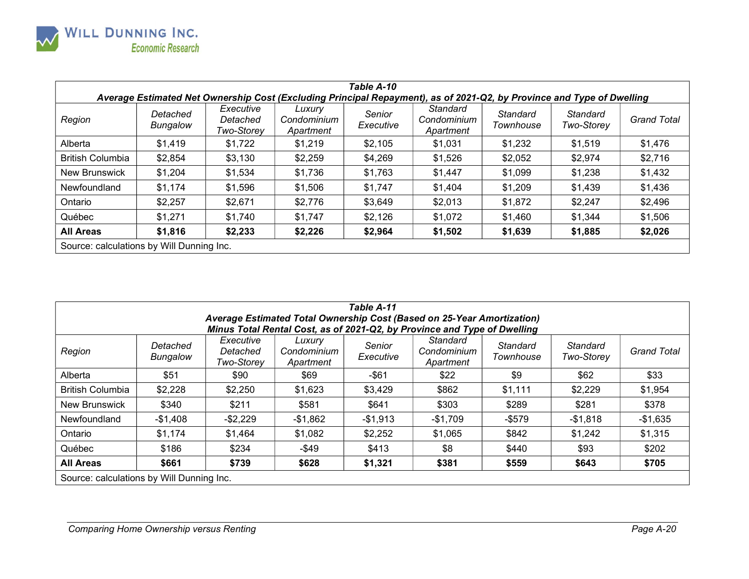| *Table A-10* | | | | | | | | |
|---|---|---|---|---|---|---|---|---|
| ***Average Estimated Net Ownership Cost (Excluding Principal Repayment), as of 2021-Q2, by Province and Type of Dwelling*** | | | | | | | | |
| *Region* | *Detached Bungalow* | *Executive Detached Two-Storey* | *Luxury Condominium Apartment* | *Senior Executive* | *Standard Condominium Apartment* | *Standard Townhouse* | *Standard Two-Storey* | *Grand Total* |
| Alberta | $1,419 | $1,722 | $1,219 | $2,105 | $1,031 | $1,232 | $1,519 | $1,476 |
| British Columbia | $2,854 | $3,130 | $2,259 | $4,269 | $1,526 | $2,052 | $2,974 | $2,716 |
| New Brunswick | $1,204 | $1,534 | $1,736 | $1,763 | $1,447 | $1,099 | $1,238 | $1,432 |
| Newfoundland | $1,174 | $1,596 | $1,506 | $1,747 | $1,404 | $1,209 | $1,439 | $1,436 |
| Ontario | $2,257 | $2,671 | $2,776 | $3,649 | $2,013 | $1,872 | $2,247 | $2,496 |
| Québec | $1,271 | $1,740 | $1,747 | $2,126 | $1,072 | $1,460 | $1,344 | $1,506 |
| **All Areas** | **$1,816** | **$2,233** | **$2,226** | **$2,964** | **$1,502** | **$1,639** | **$1,885** | **$2,026** |
| Source: calculations by Will Dunning Inc. | | | | | | | | |

| *Table A-11* | | | | | | | | |
|---|---|---|---|---|---|---|---|---|
| ***Average Estimated Total Ownership Cost (Based on 25-Year Amortization) Minus Total Rental Cost, as of 2021-Q2, by Province and Type of Dwelling*** | | | | | | | | |
| *Region* | *Detached Bungalow* | *Executive Detached Two-Storey* | *Luxury Condominium Apartment* | *Senior Executive* | *Standard Condominium Apartment* | *Standard Townhouse* | *Standard Two-Storey* | *Grand Total* |
| Alberta | $51 | $90 | $69 | -$61 | $22 | $9 | $62 | $33 |
| British Columbia | $2,228 | $2,250 | $1,623 | $3,429 | $862 | $1,111 | $2,229 | $1,954 |
| New Brunswick | $340 | $211 | $581 | $641 | $303 | $289 | $281 | $378 |
| Newfoundland | -$1,408 | -$2,229 | -$1,862 | -$1,913 | -$1,709 | -$579 | -$1,818 | -$1,635 |
| Ontario | $1,174 | $1,464 | $1,082 | $2,252 | $1,065 | $842 | $1,242 | $1,315 |
| Québec | $186 | $234 | -$49 | $413 | $8 | $440 | $93 | $202 |
| **All Areas** | **$661** | **$739** | **$628** | **$1,321** | **$381** | **$559** | **$643** | **$705** |
| Source: calculations by Will Dunning Inc. | | | | | | | | |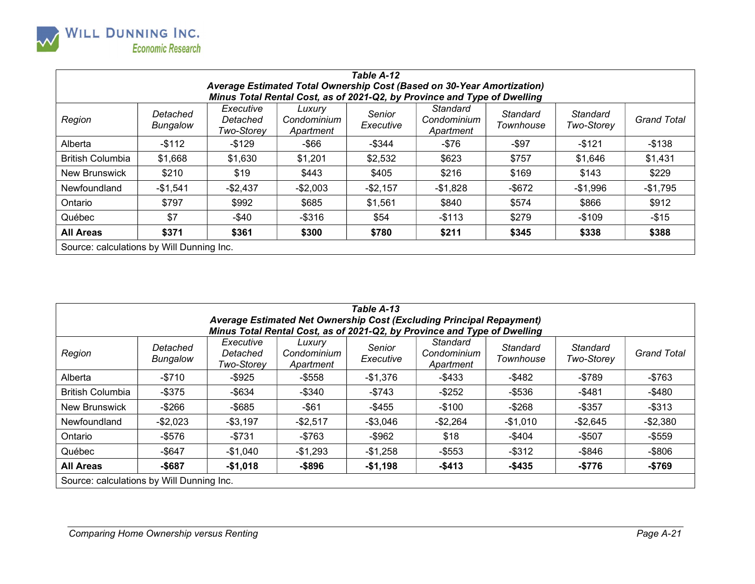| *Table A-12*<br>***Average Estimated Total Ownership Cost (Based on 30-Year Amortization) Minus Total Rental Cost, as of 2021-Q2, by Province and Type of Dwelling*** | | | | | | | | |
|---|---|---|---|---|---|---|---|---|
| *Region* | *Detached Bungalow* | *Executive Detached Two-Storey* | *Luxury Condominium Apartment* | *Senior Executive* | *Standard Condominium Apartment* | *Standard Townhouse* | *Standard Two-Storey* | *Grand Total* |
| Alberta | -$112 | -$129 | -$66 | -$344 | -$76 | -$97 | -$121 | -$138 |
| British Columbia | $1,668 | $1,630 | $1,201 | $2,532 | $623 | $757 | $1,646 | $1,431 |
| New Brunswick | $210 | $19 | $443 | $405 | $216 | $169 | $143 | $229 |
| Newfoundland | -$1,541 | -$2,437 | -$2,003 | -$2,157 | -$1,828 | -$672 | -$1,996 | -$1,795 |
| Ontario | $797 | $992 | $685 | $1,561 | $840 | $574 | $866 | $912 |
| Québec | $7 | -$40 | -$316 | $54 | -$113 | $279 | -$109 | -$15 |
| **All Areas** | **$371** | **$361** | **$300** | **$780** | **$211** | **$345** | **$338** | **$388** |
| Source: calculations by Will Dunning Inc. | | | | | | | | |

| *Table A-13*<br>***Average Estimated Net Ownership Cost (Excluding Principal Repayment) Minus Total Rental Cost, as of 2021-Q2, by Province and Type of Dwelling*** | | | | | | | | |
|---|---|---|---|---|---|---|---|---|
| *Region* | *Detached Bungalow* | *Executive Detached Two-Storey* | *Luxury Condominium Apartment* | *Senior Executive* | *Standard Condominium Apartment* | *Standard Townhouse* | *Standard Two-Storey* | *Grand Total* |
| Alberta | -$710 | -$925 | -$558 | -$1,376 | -$433 | -$482 | -$789 | -$763 |
| British Columbia | -$375 | -$634 | -$340 | -$743 | -$252 | -$536 | -$481 | -$480 |
| New Brunswick | -$266 | -$685 | -$61 | -$455 | -$100 | -$268 | -$357 | -$313 |
| Newfoundland | -$2,023 | -$3,197 | -$2,517 | -$3,046 | -$2,264 | -$1,010 | -$2,645 | -$2,380 |
| Ontario | -$576 | -$731 | -$763 | -$962 | $18 | -$404 | -$507 | -$559 |
| Québec | -$647 | -$1,040 | -$1,293 | -$1,258 | -$553 | -$312 | -$846 | -$806 |
| **All Areas** | **-$687** | **-$1,018** | **-$896** | **-$1,198** | **-$413** | **-$435** | **-$776** | **-$769** |
| Source: calculations by Will Dunning Inc. | | | | | | | | |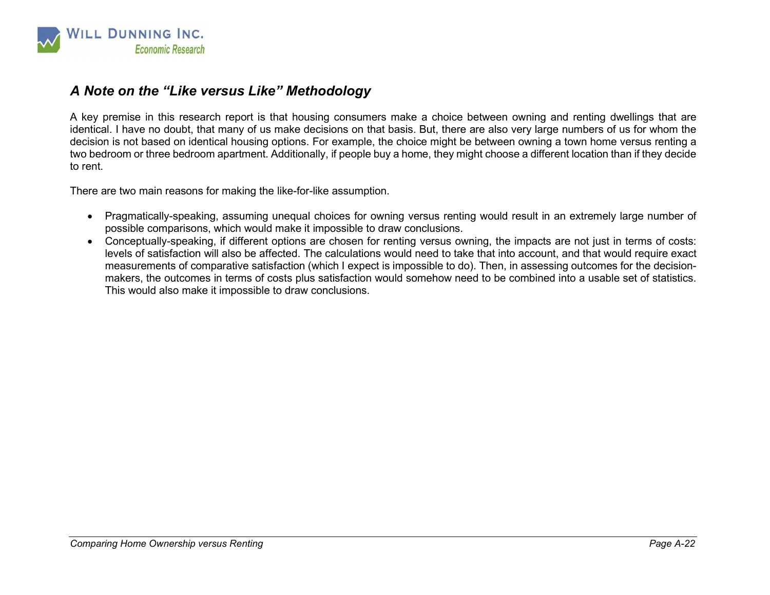## *A Note on the "Like versus Like" Methodology*

A key premise in this research report is that housing consumers make a choice between owning and renting dwellings that are identical. I have no doubt, that many of us make decisions on that basis. But, there are also very large numbers of us for whom the decision is not based on identical housing options. For example, the choice might be between owning a town home versus renting a two bedroom or three bedroom apartment. Additionally, if people buy a home, they might choose a different location than if they decide to rent.

There are two main reasons for making the like-for-like assumption.

- Pragmatically-speaking, assuming unequal choices for owning versus renting would result in an extremely large number of possible comparisons, which would make it impossible to draw conclusions.
- Conceptually-speaking, if different options are chosen for renting versus owning, the impacts are not just in terms of costs: levels of satisfaction will also be affected. The calculations would need to take that into account, and that would require exact measurements of comparative satisfaction (which I expect is impossible to do). Then, in assessing outcomes for the decision-makers, the outcomes in terms of costs plus satisfaction would somehow need to be combined into a usable set of statistics. This would also make it impossible to draw conclusions.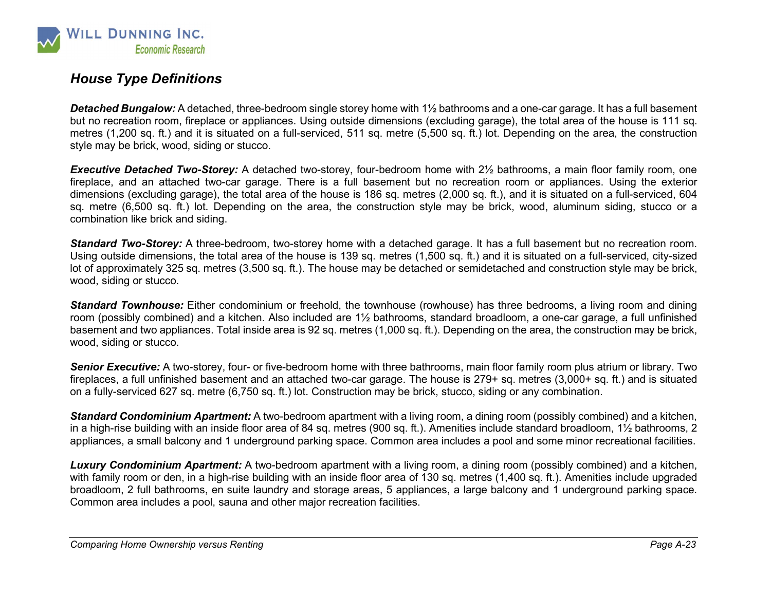## House Type Definitions

***Detached Bungalow:*** A detached, three-bedroom single storey home with 1½ bathrooms and a one-car garage. It has a full basement but no recreation room, fireplace or appliances. Using outside dimensions (excluding garage), the total area of the house is 111 sq. metres (1,200 sq. ft.) and it is situated on a full-serviced, 511 sq. metre (5,500 sq. ft.) lot. Depending on the area, the construction style may be brick, wood, siding or stucco.

***Executive Detached Two-Storey:*** A detached two-storey, four-bedroom home with 2½ bathrooms, a main floor family room, one fireplace, and an attached two-car garage. There is a full basement but no recreation room or appliances. Using the exterior dimensions (excluding garage), the total area of the house is 186 sq. metres (2,000 sq. ft.), and it is situated on a full-serviced, 604 sq. metre (6,500 sq. ft.) lot. Depending on the area, the construction style may be brick, wood, aluminum siding, stucco or a combination like brick and siding.

***Standard Two-Storey:*** A three-bedroom, two-storey home with a detached garage. It has a full basement but no recreation room. Using outside dimensions, the total area of the house is 139 sq. metres (1,500 sq. ft.) and it is situated on a full-serviced, city-sized lot of approximately 325 sq. metres (3,500 sq. ft.). The house may be detached or semidetached and construction style may be brick, wood, siding or stucco.

***Standard Townhouse:*** Either condominium or freehold, the townhouse (rowhouse) has three bedrooms, a living room and dining room (possibly combined) and a kitchen. Also included are 1½ bathrooms, standard broadloom, a one-car garage, a full unfinished basement and two appliances. Total inside area is 92 sq. metres (1,000 sq. ft.). Depending on the area, the construction may be brick, wood, siding or stucco.

***Senior Executive:*** A two-storey, four- or five-bedroom home with three bathrooms, main floor family room plus atrium or library. Two fireplaces, a full unfinished basement and an attached two-car garage. The house is 279+ sq. metres (3,000+ sq. ft.) and is situated on a fully-serviced 627 sq. metre (6,750 sq. ft.) lot. Construction may be brick, stucco, siding or any combination.

***Standard Condominium Apartment:*** A two-bedroom apartment with a living room, a dining room (possibly combined) and a kitchen, in a high-rise building with an inside floor area of 84 sq. metres (900 sq. ft.). Amenities include standard broadloom, 1½ bathrooms, 2 appliances, a small balcony and 1 underground parking space. Common area includes a pool and some minor recreational facilities.

***Luxury Condominium Apartment:*** A two-bedroom apartment with a living room, a dining room (possibly combined) and a kitchen, with family room or den, in a high-rise building with an inside floor area of 130 sq. metres (1,400 sq. ft.). Amenities include upgraded broadloom, 2 full bathrooms, en suite laundry and storage areas, 5 appliances, a large balcony and 1 underground parking space. Common area includes a pool, sauna and other major recreation facilities.